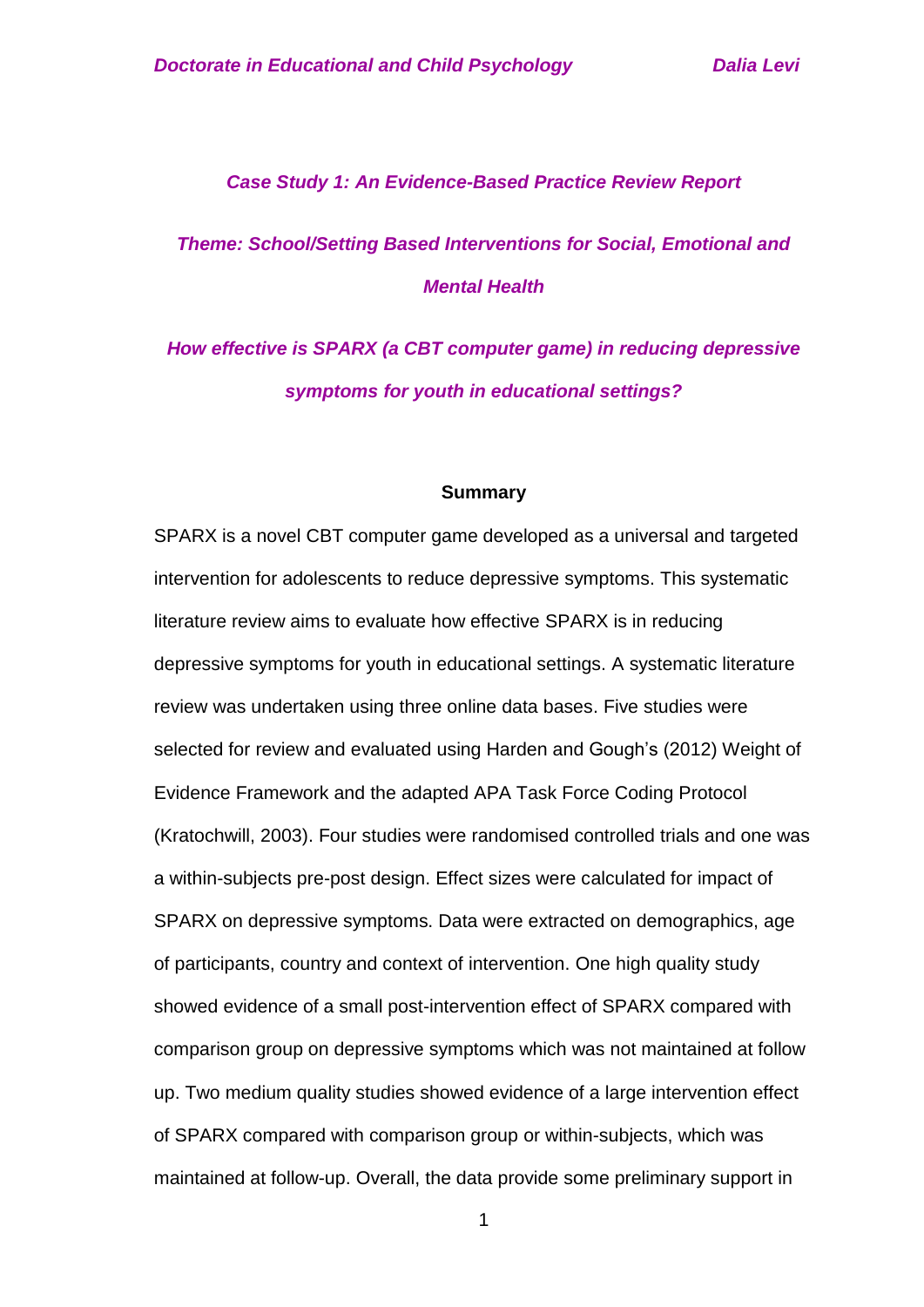# *Case Study 1: An Evidence-Based Practice Review Report*

## *Theme: School/Setting Based Interventions for Social, Emotional and Mental Health*

## *How effective is SPARX (a CBT computer game) in reducing depressive symptoms for youth in educational settings?*

### Summary

SPARX is a novel CBT computer game developed as a universal and targeted intervention for adolescents to reduce depressive symptoms. This systematic literature review aims to evaluate how effective SPARX is in reducing depressive symptoms for youth in educational settings. A systematic literature review was undertaken using three online data bases. Five studies were selected for review and evaluated using Harden and Gough's (2012) Weight of Evidence Framework and the adapted APA Task Force Coding Protocol (Kratochwill, 2003). Four studies were randomised controlled trials and one was a within-subjects pre-post design. Effect sizes were calculated for impact of SPARX on depressive symptoms. Data were extracted on demographics, age of participants, country and context of intervention. One high quality study showed evidence of a small post-intervention effect of SPARX compared with comparison group on depressive symptoms which was not maintained at follow up. Two medium quality studies showed evidence of a large intervention effect of SPARX compared with comparison group or within-subjects, which was maintained at follow-up. Overall, the data provide some preliminary support in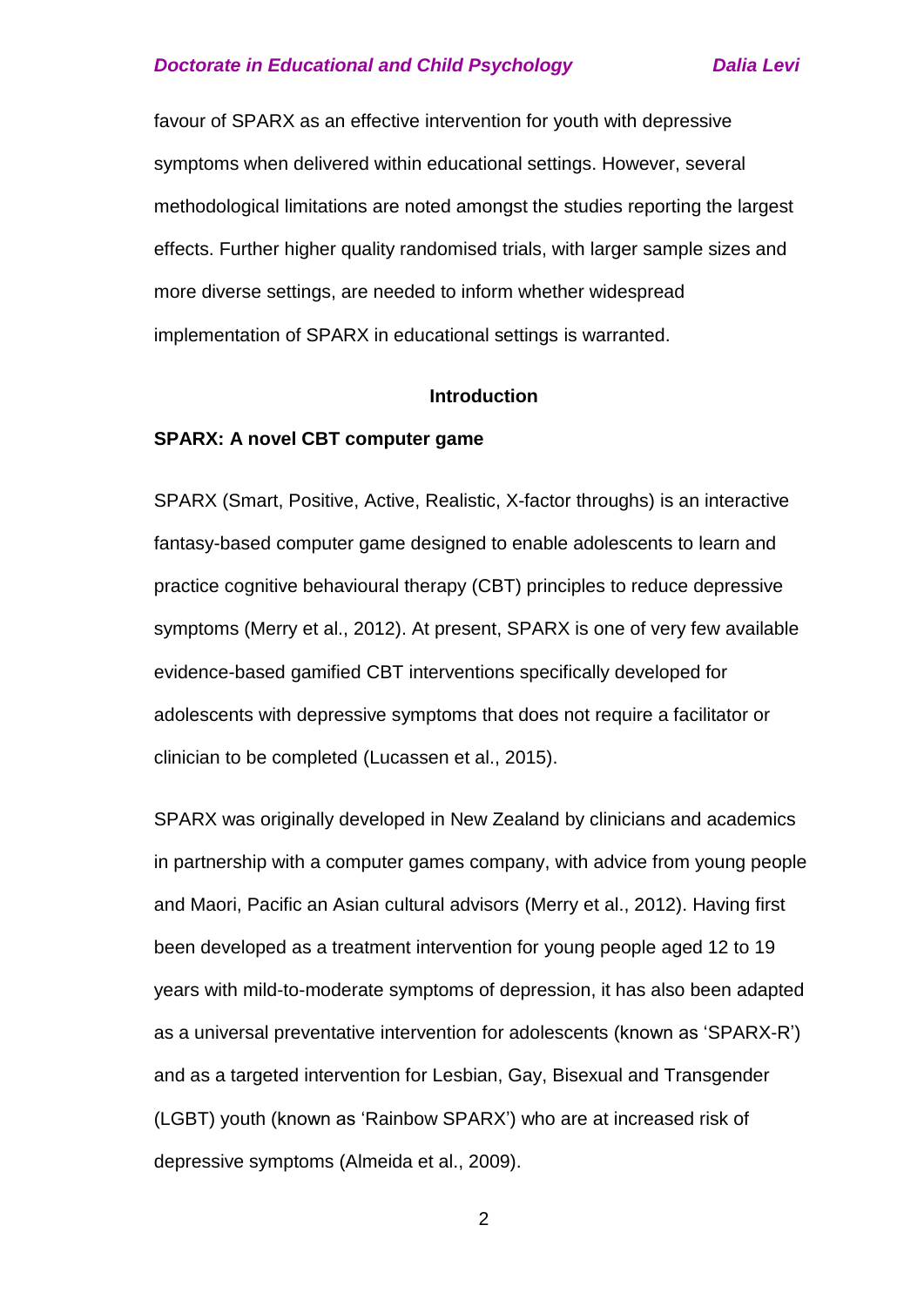favour of SPARX as an effective intervention for youth with depressive symptoms when delivered within educational settings. However, several methodological limitations are noted amongst the studies reporting the largest effects. Further higher quality randomised trials, with larger sample sizes and more diverse settings, are needed to inform whether widespread implementation of SPARX in educational settings is warranted.

## Introduction

### SPARX: A novel CBT computer game

SPARX (Smart, Positive, Active, Realistic, X-factor throughs) is an interactive fantasy-based computer game designed to enable adolescents to learn and practice cognitive behavioural therapy (CBT) principles to reduce depressive symptoms (Merry et al., 2012). At present, SPARX is one of very few available evidence-based gamified CBT interventions specifically developed for adolescents with depressive symptoms that does not require a facilitator or clinician to be completed (Lucassen et al., 2015).

SPARX was originally developed in New Zealand by clinicians and academics in partnership with a computer games company, with advice from young people and Maori, Pacific an Asian cultural advisors (Merry et al., 2012). Having first been developed as a treatment intervention for young people aged 12 to 19 years with mild-to-moderate symptoms of depression, it has also been adapted as a universal preventative intervention for adolescents (known as 'SPARX-R') and as a targeted intervention for Lesbian, Gay, Bisexual and Transgender (LGBT) youth (known as 'Rainbow SPARX') who are at increased risk of depressive symptoms (Almeida et al., 2009).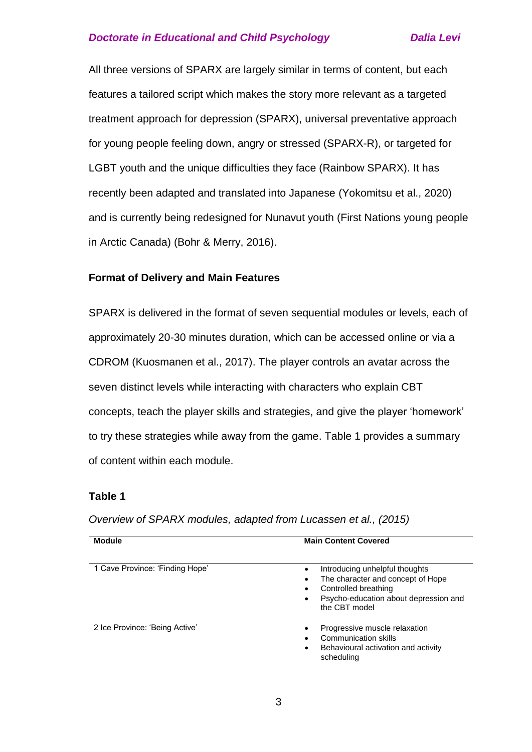All three versions of SPARX are largely similar in terms of content, but each features a tailored script which makes the story more relevant as a targeted treatment approach for depression (SPARX), universal preventative approach for young people feeling down, angry or stressed (SPARX-R), or targeted for LGBT youth and the unique difficulties they face (Rainbow SPARX). It has recently been adapted and translated into Japanese (Yokomitsu et al., 2020) and is currently being redesigned for Nunavut youth (First Nations young people in Arctic Canada) (Bohr & Merry, 2016).

### Format of Delivery and Main Features

SPARX is delivered in the format of seven sequential modules or levels, each of approximately 20-30 minutes duration, which can be accessed online or via a CDROM (Kuosmanen et al., 2017). The player controls an avatar across the seven distinct levels while interacting with characters who explain CBT concepts, teach the player skills and strategies, and give the player 'homework' to try these strategies while away from the game. Table 1 provides a summary of content within each module.

**Table 1**

*Overview of SPARX modules, adapted from Lucassen et al., (2015)*

| Module | Main Content Covered |
|---|---|
| 1 Cave Province: 'Finding Hope' | • Introducing unhelpful thoughts<br>• The character and concept of Hope<br>• Controlled breathing<br>• Psycho-education about depression and the CBT model |
| 2 Ice Province: 'Being Active' | • Progressive muscle relaxation<br>• Communication skills<br>• Behavioural activation and activity scheduling |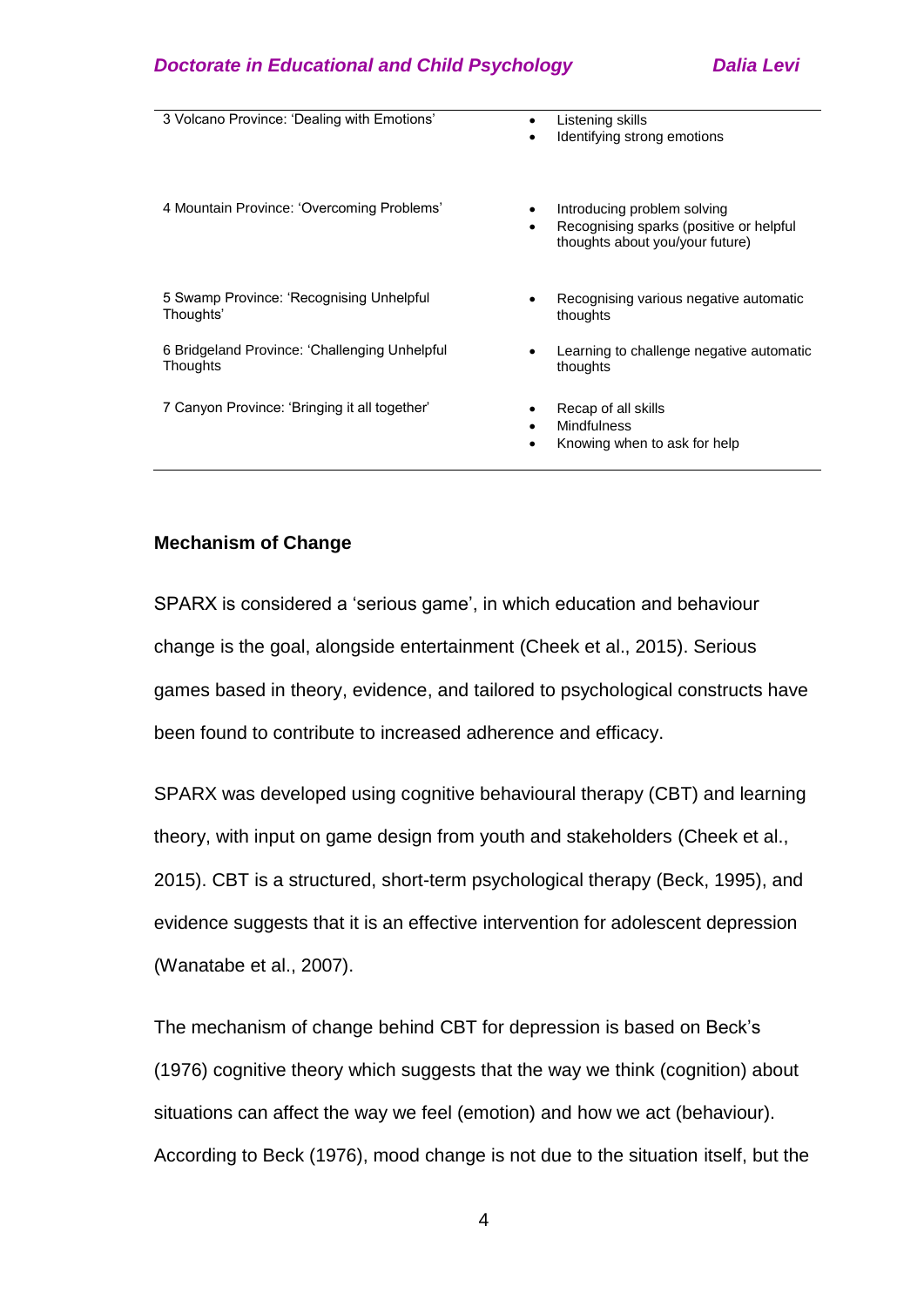| | |
|---|---|
| 3 Volcano Province: ‘Dealing with Emotions’ | • Listening skills<br>• Identifying strong emotions |
| 4 Mountain Province: ‘Overcoming Problems’ | • Introducing problem solving<br>• Recognising sparks (positive or helpful thoughts about you/your future) |
| 5 Swamp Province: ‘Recognising Unhelpful Thoughts’ | • Recognising various negative automatic thoughts |
| 6 Bridgeland Province: ‘Challenging Unhelpful Thoughts | • Learning to challenge negative automatic thoughts |
| 7 Canyon Province: ‘Bringing it all together’ | • Recap of all skills<br>• Mindfulness<br>• Knowing when to ask for help |

**Mechanism of Change**

SPARX is considered a ‘serious game’, in which education and behaviour change is the goal, alongside entertainment (Cheek et al., 2015). Serious games based in theory, evidence, and tailored to psychological constructs have been found to contribute to increased adherence and efficacy.

SPARX was developed using cognitive behavioural therapy (CBT) and learning theory, with input on game design from youth and stakeholders (Cheek et al., 2015). CBT is a structured, short-term psychological therapy (Beck, 1995), and evidence suggests that it is an effective intervention for adolescent depression (Wanatabe et al., 2007).

The mechanism of change behind CBT for depression is based on Beck’s (1976) cognitive theory which suggests that the way we think (cognition) about situations can affect the way we feel (emotion) and how we act (behaviour). According to Beck (1976), mood change is not due to the situation itself, but the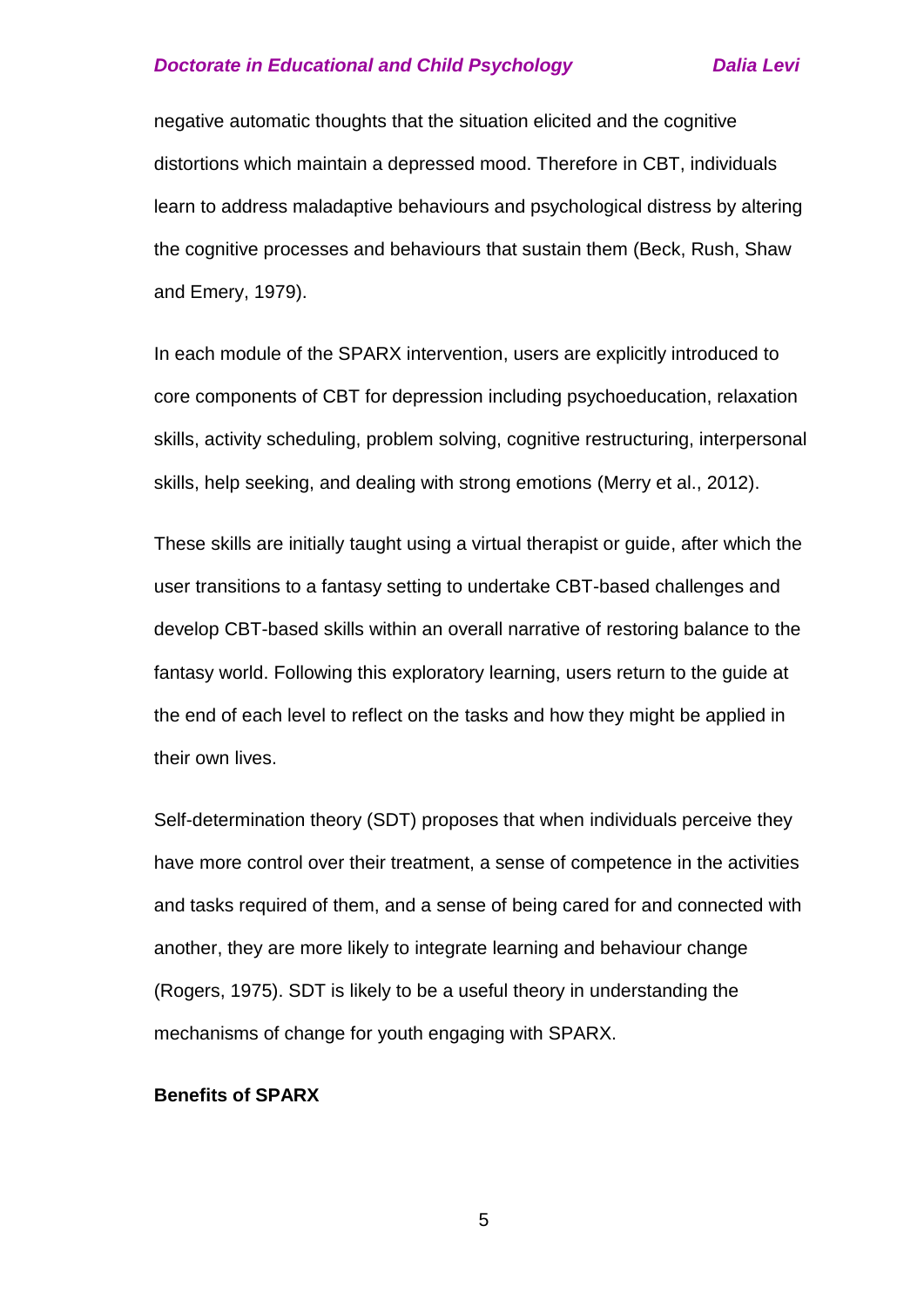negative automatic thoughts that the situation elicited and the cognitive distortions which maintain a depressed mood. Therefore in CBT, individuals learn to address maladaptive behaviours and psychological distress by altering the cognitive processes and behaviours that sustain them (Beck, Rush, Shaw and Emery, 1979).

In each module of the SPARX intervention, users are explicitly introduced to core components of CBT for depression including psychoeducation, relaxation skills, activity scheduling, problem solving, cognitive restructuring, interpersonal skills, help seeking, and dealing with strong emotions (Merry et al., 2012).

These skills are initially taught using a virtual therapist or guide, after which the user transitions to a fantasy setting to undertake CBT-based challenges and develop CBT-based skills within an overall narrative of restoring balance to the fantasy world. Following this exploratory learning, users return to the guide at the end of each level to reflect on the tasks and how they might be applied in their own lives.

Self-determination theory (SDT) proposes that when individuals perceive they have more control over their treatment, a sense of competence in the activities and tasks required of them, and a sense of being cared for and connected with another, they are more likely to integrate learning and behaviour change (Rogers, 1975). SDT is likely to be a useful theory in understanding the mechanisms of change for youth engaging with SPARX.

**Benefits of SPARX**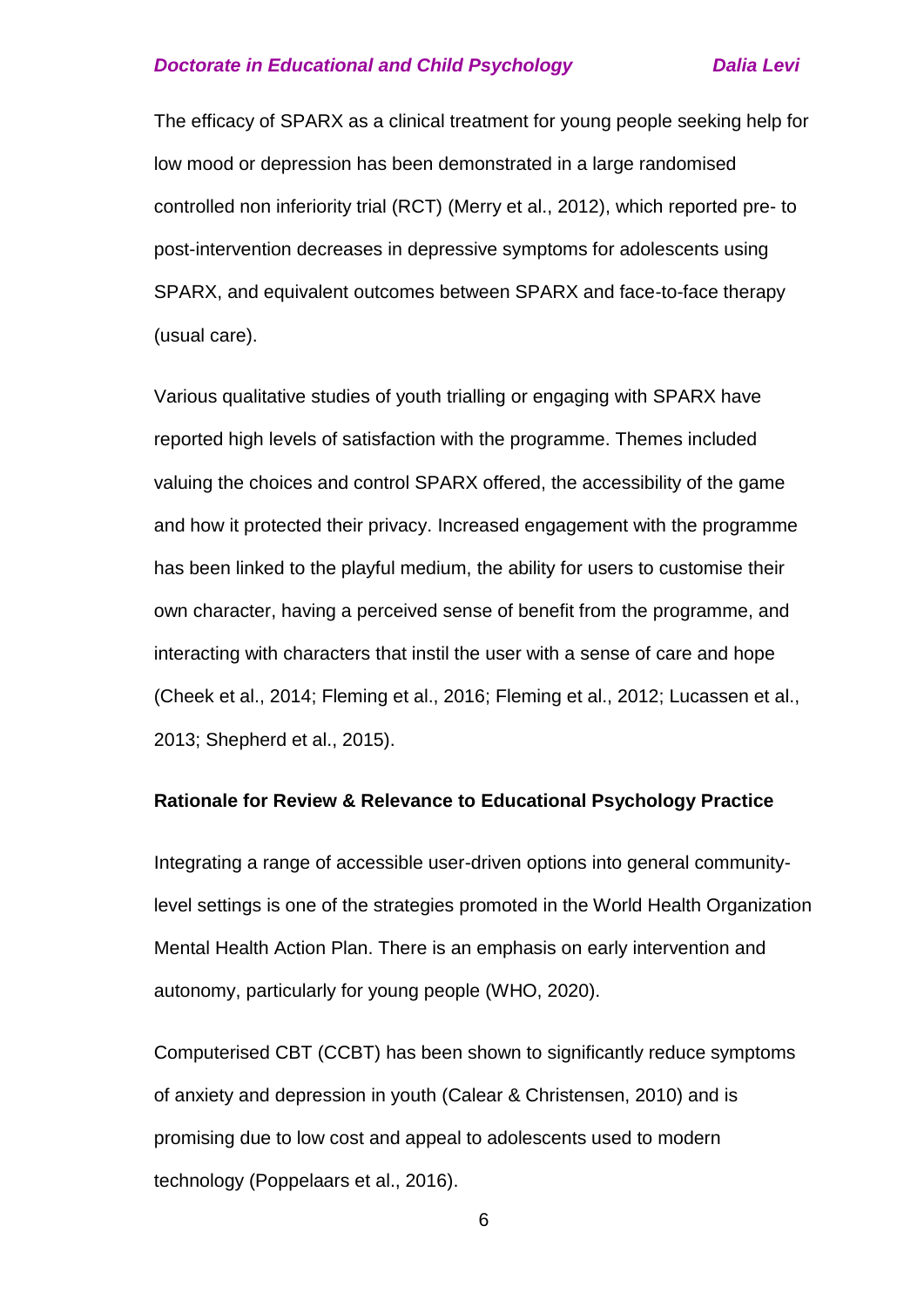The efficacy of SPARX as a clinical treatment for young people seeking help for low mood or depression has been demonstrated in a large randomised controlled non inferiority trial (RCT) (Merry et al., 2012), which reported pre- to post-intervention decreases in depressive symptoms for adolescents using SPARX, and equivalent outcomes between SPARX and face-to-face therapy (usual care).

Various qualitative studies of youth trialling or engaging with SPARX have reported high levels of satisfaction with the programme. Themes included valuing the choices and control SPARX offered, the accessibility of the game and how it protected their privacy. Increased engagement with the programme has been linked to the playful medium, the ability for users to customise their own character, having a perceived sense of benefit from the programme, and interacting with characters that instil the user with a sense of care and hope (Cheek et al., 2014; Fleming et al., 2016; Fleming et al., 2012; Lucassen et al., 2013; Shepherd et al., 2015).

**Rationale for Review & Relevance to Educational Psychology Practice**

Integrating a range of accessible user-driven options into general community-level settings is one of the strategies promoted in the World Health Organization Mental Health Action Plan. There is an emphasis on early intervention and autonomy, particularly for young people (WHO, 2020).

Computerised CBT (CCBT) has been shown to significantly reduce symptoms of anxiety and depression in youth (Calear & Christensen, 2010) and is promising due to low cost and appeal to adolescents used to modern technology (Poppelaars et al., 2016).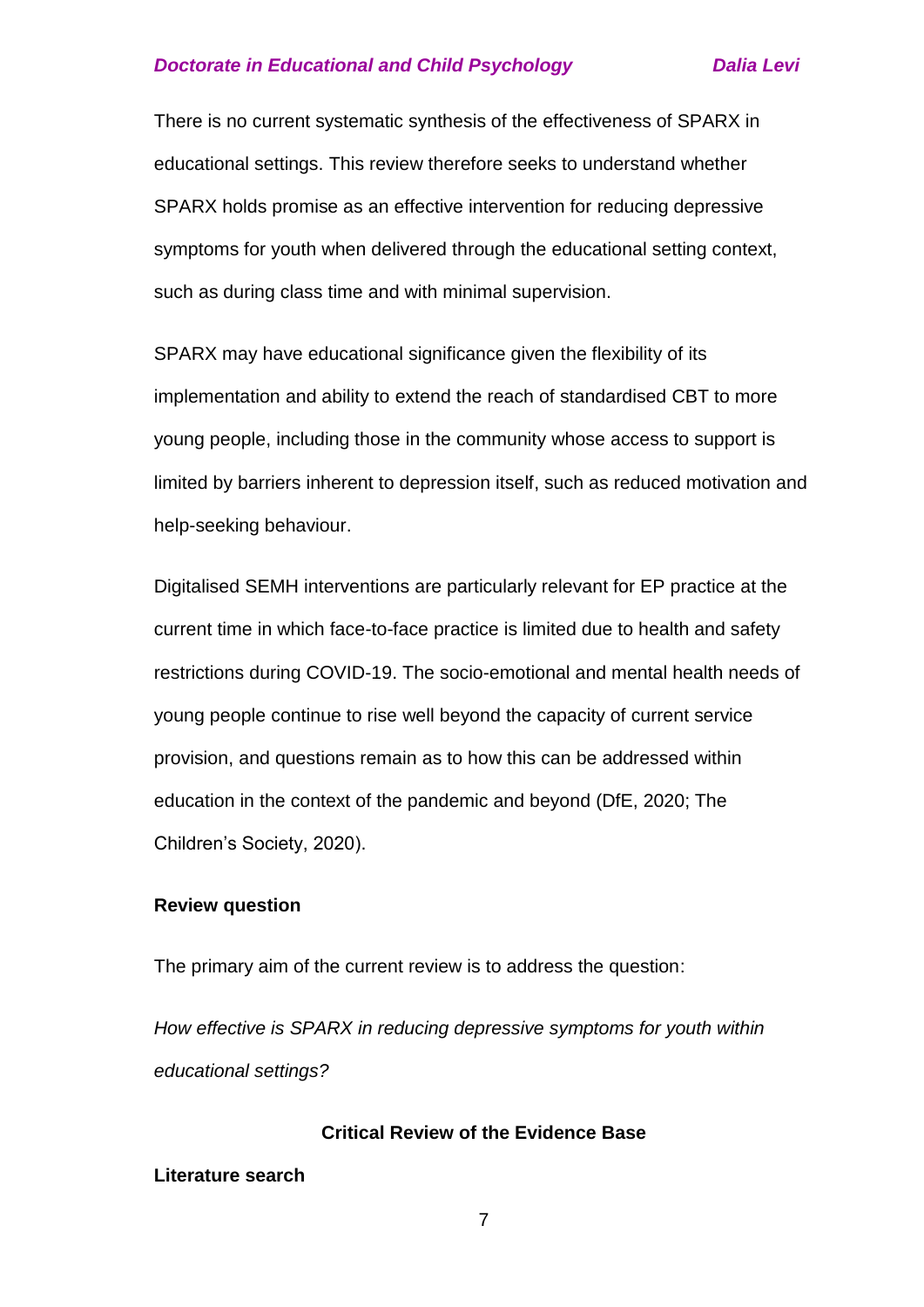There is no current systematic synthesis of the effectiveness of SPARX in educational settings. This review therefore seeks to understand whether SPARX holds promise as an effective intervention for reducing depressive symptoms for youth when delivered through the educational setting context, such as during class time and with minimal supervision.

SPARX may have educational significance given the flexibility of its implementation and ability to extend the reach of standardised CBT to more young people, including those in the community whose access to support is limited by barriers inherent to depression itself, such as reduced motivation and help-seeking behaviour.

Digitalised SEMH interventions are particularly relevant for EP practice at the current time in which face-to-face practice is limited due to health and safety restrictions during COVID-19. The socio-emotional and mental health needs of young people continue to rise well beyond the capacity of current service provision, and questions remain as to how this can be addressed within education in the context of the pandemic and beyond (DfE, 2020; The Children's Society, 2020).

### Review question

The primary aim of the current review is to address the question:

*How effective is SPARX in reducing depressive symptoms for youth within educational settings?*

## Critical Review of the Evidence Base

### Literature search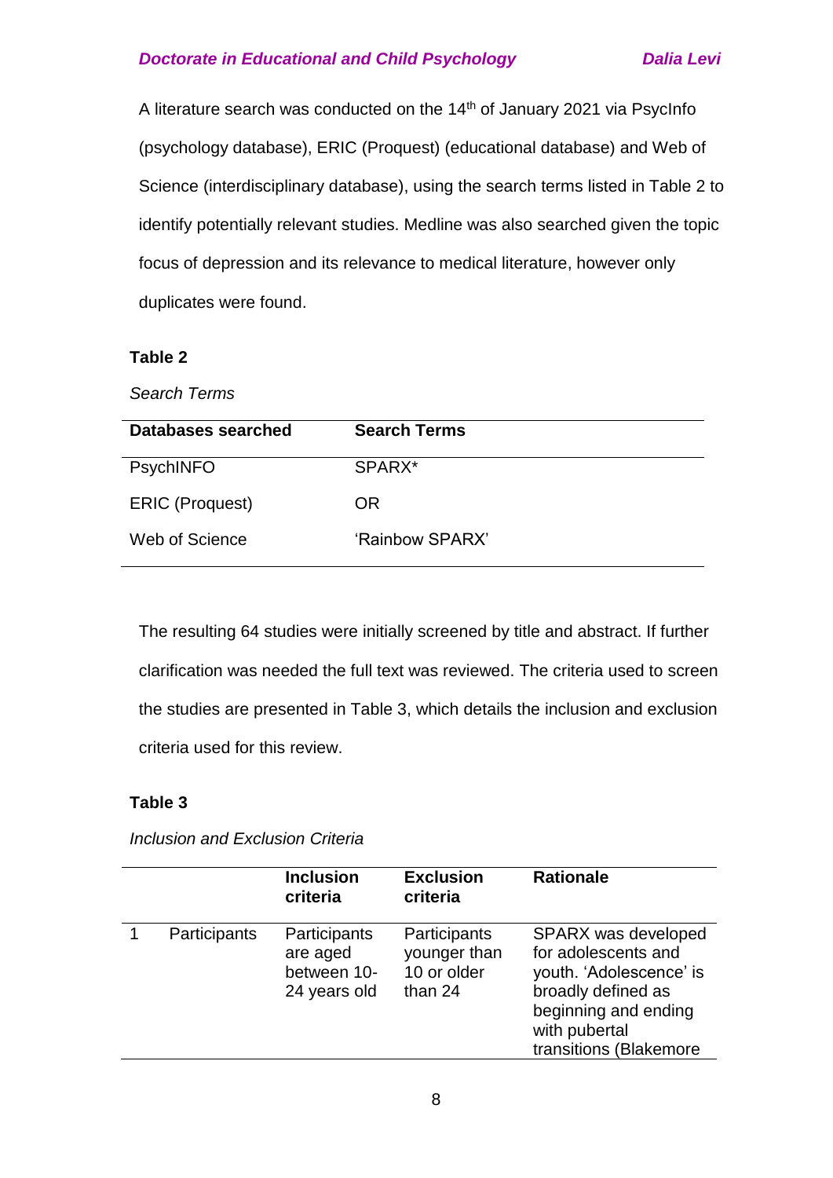A literature search was conducted on the 14th of January 2021 via PsycInfo (psychology database), ERIC (Proquest) (educational database) and Web of Science (interdisciplinary database), using the search terms listed in Table 2 to identify potentially relevant studies. Medline was also searched given the topic focus of depression and its relevance to medical literature, however only duplicates were found.

**Table 2**

*Search Terms*

| Databases searched | Search Terms |
|---|---|
| PsychINFO | SPARX* |
| ERIC (Proquest) | OR |
| Web of Science | 'Rainbow SPARX' |

The resulting 64 studies were initially screened by title and abstract. If further clarification was needed the full text was reviewed. The criteria used to screen the studies are presented in Table 3, which details the inclusion and exclusion criteria used for this review.

**Table 3**

*Inclusion and Exclusion Criteria*

| | | Inclusion criteria | Exclusion criteria | Rationale |
|---|---|---|---|---|
| 1 | Participants | Participants are aged between 10-24 years old | Participants younger than 10 or older than 24 | SPARX was developed for adolescents and youth. 'Adolescence' is broadly defined as beginning and ending with pubertal transitions (Blakemore |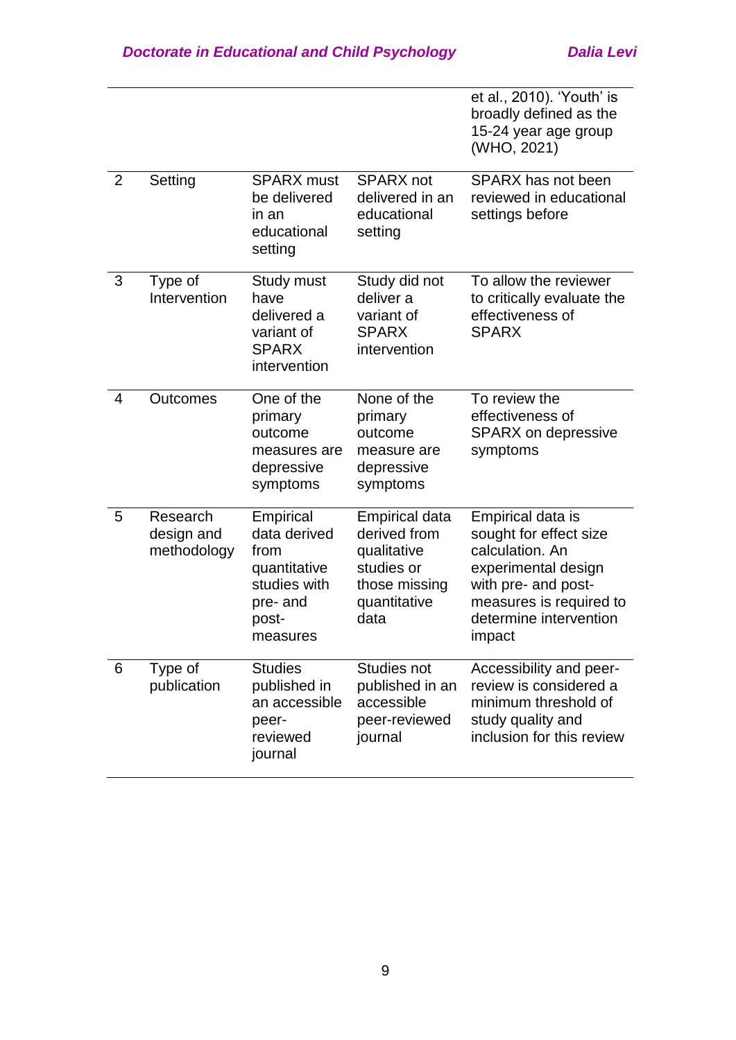| | | | | et al., 2010). 'Youth' is broadly defined as the 15-24 year age group (WHO, 2021) |
|---|---|---|---|---|
| 2 | Setting | SPARX must be delivered in an educational setting | SPARX not delivered in an educational setting | SPARX has not been reviewed in educational settings before |
| 3 | Type of Intervention | Study must have delivered a variant of SPARX intervention | Study did not deliver a variant of SPARX intervention | To allow the reviewer to critically evaluate the effectiveness of SPARX |
| 4 | Outcomes | One of the primary outcome measures are depressive symptoms | None of the primary outcome measure are depressive symptoms | To review the effectiveness of SPARX on depressive symptoms |
| 5 | Research design and methodology | Empirical data derived from quantitative studies with pre- and post-measures | Empirical data derived from qualitative studies or those missing quantitative data | Empirical data is sought for effect size calculation. An experimental design with pre- and post-measures is required to determine intervention impact |
| 6 | Type of publication | Studies published in an accessible peer-reviewed journal | Studies not published in an accessible peer-reviewed journal | Accessibility and peer-review is considered a minimum threshold of study quality and inclusion for this review |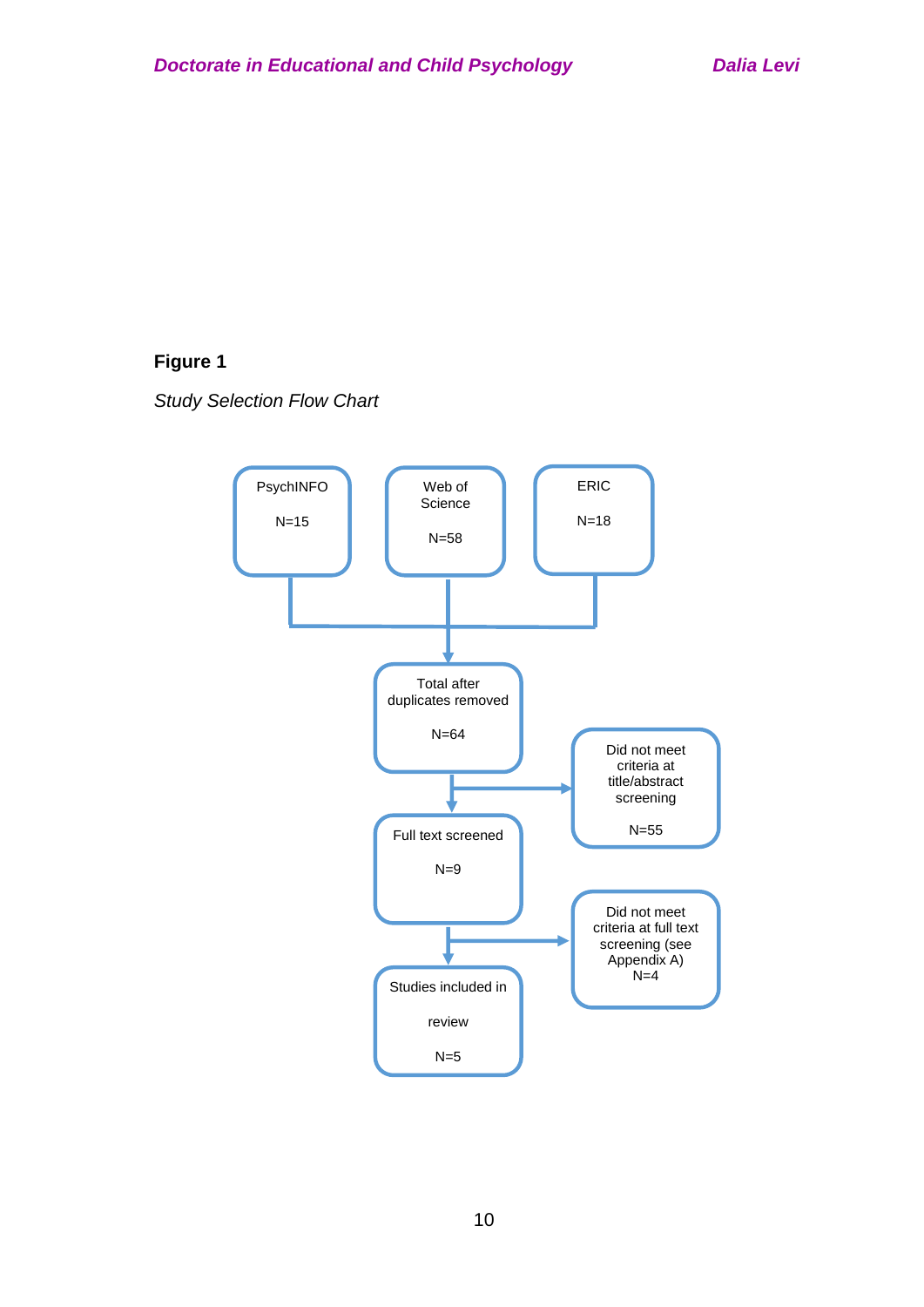**Figure 1**

*Study Selection Flow Chart*

PsychINFO

N=15

Web of Science

N=58

ERIC

N=18

Total after duplicates removed

N=64

Did not meet criteria at title/abstract screening

N=55

Full text screened

N=9

Did not meet criteria at full text screening (see Appendix A)

N=4

Studies included in review

N=5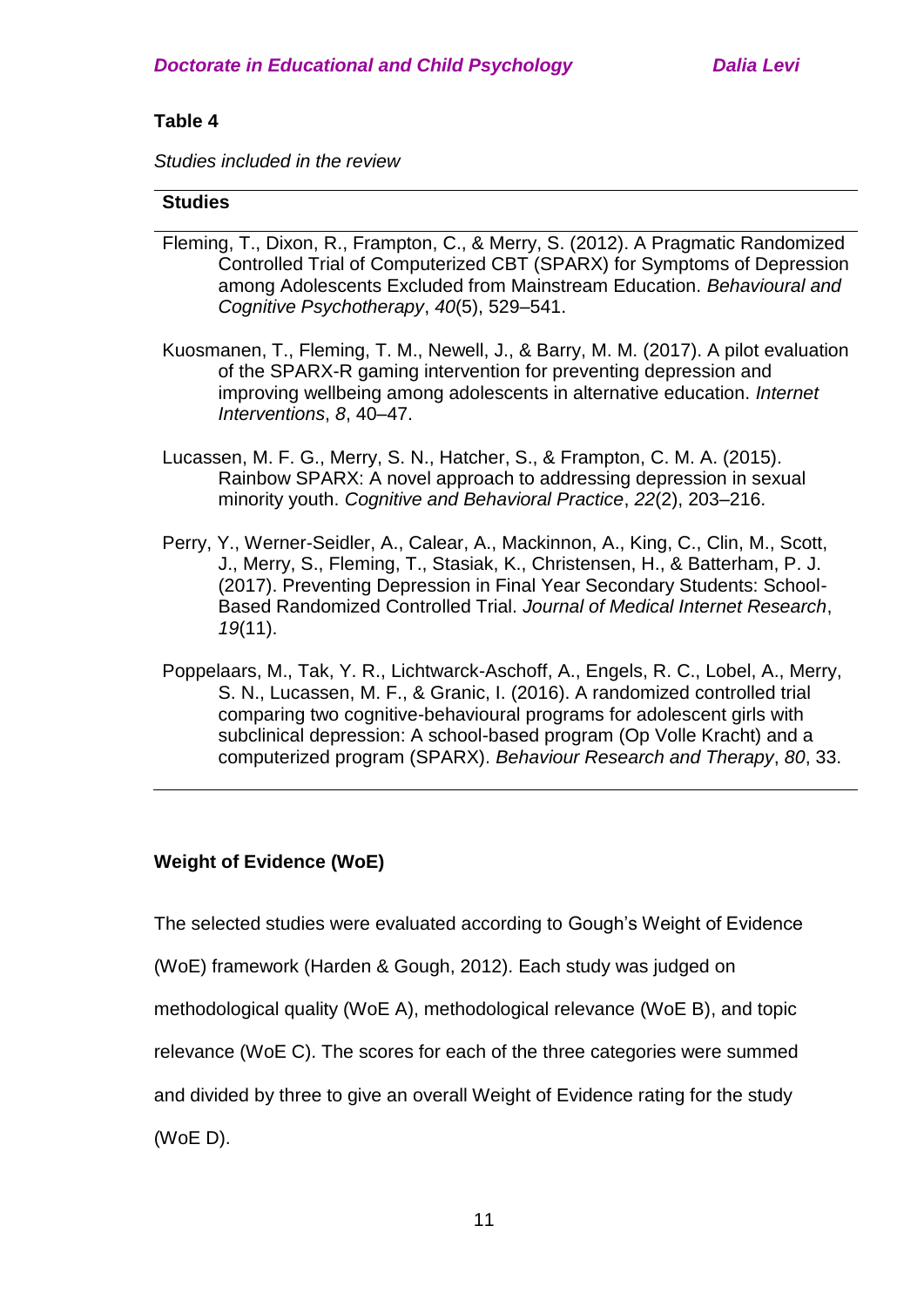**Table 4**

*Studies included in the review*

| Studies |
|---|
| Fleming, T., Dixon, R., Frampton, C., & Merry, S. (2012). A Pragmatic Randomized Controlled Trial of Computerized CBT (SPARX) for Symptoms of Depression among Adolescents Excluded from Mainstream Education. *Behavioural and Cognitive Psychotherapy*, *40*(5), 529–541. |
| Kuosmanen, T., Fleming, T. M., Newell, J., & Barry, M. M. (2017). A pilot evaluation of the SPARX-R gaming intervention for preventing depression and improving wellbeing among adolescents in alternative education. *Internet Interventions*, *8*, 40–47. |
| Lucassen, M. F. G., Merry, S. N., Hatcher, S., & Frampton, C. M. A. (2015). Rainbow SPARX: A novel approach to addressing depression in sexual minority youth. *Cognitive and Behavioral Practice*, *22*(2), 203–216. |
| Perry, Y., Werner-Seidler, A., Calear, A., Mackinnon, A., King, C., Clin, M., Scott, J., Merry, S., Fleming, T., Stasiak, K., Christensen, H., & Batterham, P. J. (2017). Preventing Depression in Final Year Secondary Students: School-Based Randomized Controlled Trial. *Journal of Medical Internet Research*, *19*(11). |
| Poppelaars, M., Tak, Y. R., Lichtwarck-Aschoff, A., Engels, R. C., Lobel, A., Merry, S. N., Lucassen, M. F., & Granic, I. (2016). A randomized controlled trial comparing two cognitive-behavioural programs for adolescent girls with subclinical depression: A school-based program (Op Volle Kracht) and a computerized program (SPARX). *Behaviour Research and Therapy*, *80*, 33. |

**Weight of Evidence (WoE)**

The selected studies were evaluated according to Gough's Weight of Evidence (WoE) framework (Harden & Gough, 2012). Each study was judged on methodological quality (WoE A), methodological relevance (WoE B), and topic relevance (WoE C). The scores for each of the three categories were summed and divided by three to give an overall Weight of Evidence rating for the study (WoE D).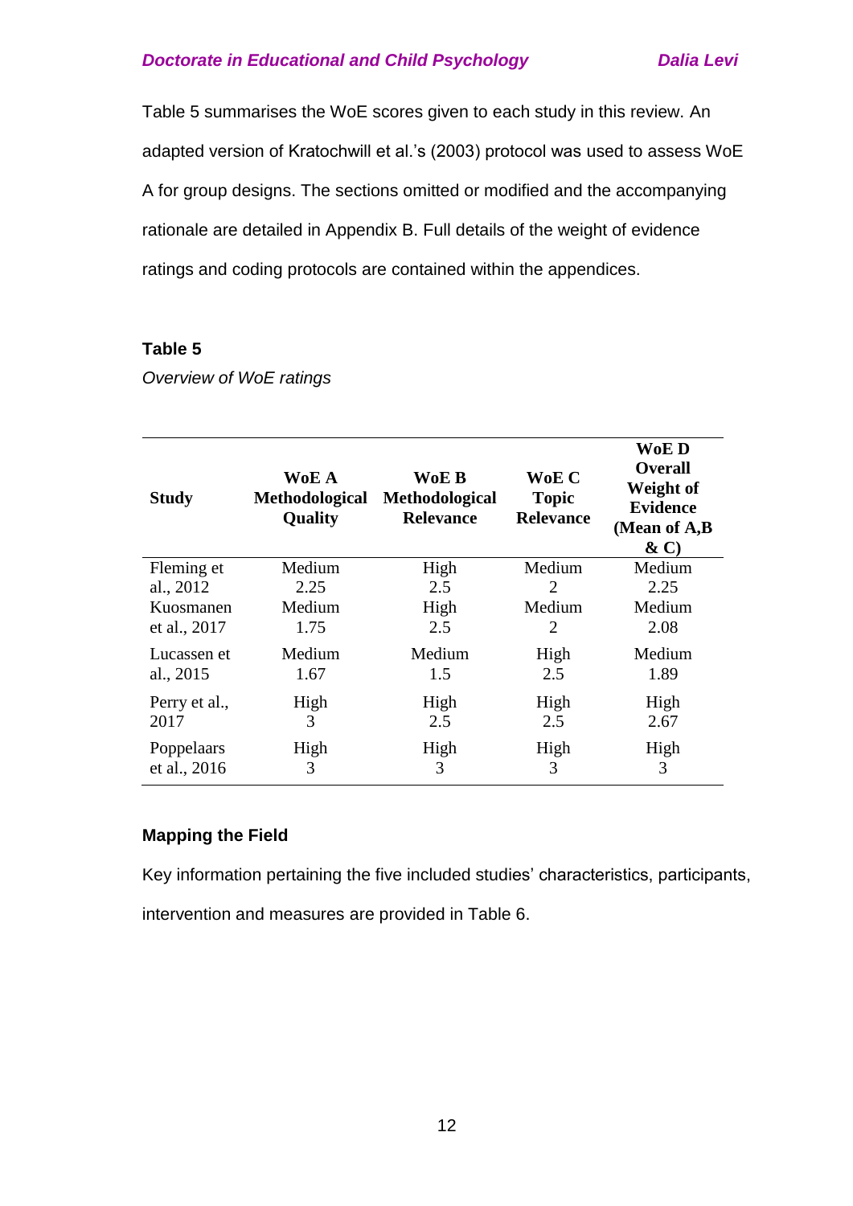Table 5 summarises the WoE scores given to each study in this review. An adapted version of Kratochwill et al.'s (2003) protocol was used to assess WoE A for group designs. The sections omitted or modified and the accompanying rationale are detailed in Appendix B. Full details of the weight of evidence ratings and coding protocols are contained within the appendices.

**Table 5**

*Overview of WoE ratings*

| Study | WoE A Methodological Quality | WoE B Methodological Relevance | WoE C Topic Relevance | WoE D Overall Weight of Evidence (Mean of A,B & C) |
|---|---|---|---|---|
| Fleming et al., 2012 | Medium 2.25 | High 2.5 | Medium 2 | Medium 2.25 |
| Kuosmanen et al., 2017 | Medium 1.75 | High 2.5 | Medium 2 | Medium 2.08 |
| Lucassen et al., 2015 | Medium 1.67 | Medium 1.5 | High 2.5 | Medium 1.89 |
| Perry et al., 2017 | High 3 | High 2.5 | High 2.5 | High 2.67 |
| Poppelaars et al., 2016 | High 3 | High 3 | High 3 | High 3 |

## Mapping the Field

Key information pertaining the five included studies' characteristics, participants, intervention and measures are provided in Table 6.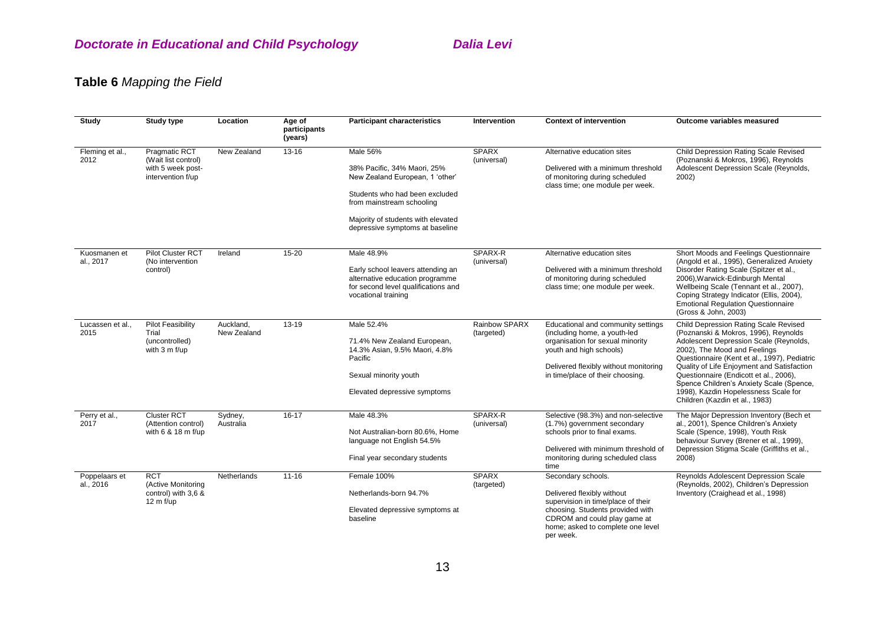**Table 6** *Mapping the Field*

| Study | Study type | Location | Age of participants (years) | Participant characteristics | Intervention | Context of intervention | Outcome variables measured |
|---|---|---|---|---|---|---|---|
| Fleming et al., 2012 | Pragmatic RCT (Wait list control) with 5 week post-intervention f/up | New Zealand | 13-16 | Male 56%<br><br>38% Pacific, 34% Maori, 25% New Zealand European, 1 'other'<br><br>Students who had been excluded from mainstream schooling<br><br>Majority of students with elevated depressive symptoms at baseline | SPARX (universal) | Alternative education sites<br><br>Delivered with a minimum threshold of monitoring during scheduled class time; one module per week. | Child Depression Rating Scale Revised (Poznanski & Mokros, 1996), Reynolds Adolescent Depression Scale (Reynolds, 2002) |
| Kuosmanen et al., 2017 | Pilot Cluster RCT (No intervention control) | Ireland | 15-20 | Male 48.9%<br><br>Early school leavers attending an alternative education programme for second level qualifications and vocational training | SPARX-R (universal) | Alternative education sites<br><br>Delivered with a minimum threshold of monitoring during scheduled class time; one module per week. | Short Moods and Feelings Questionnaire (Angold et al., 1995), Generalized Anxiety Disorder Rating Scale (Spitzer et al., 2006),Warwick-Edinburgh Mental Wellbeing Scale (Tennant et al., 2007), Coping Strategy Indicator (Ellis, 2004), Emotional Regulation Questionnaire (Gross & John, 2003) |
| Lucassen et al., 2015 | Pilot Feasibility Trial (uncontrolled) with 3 m f/up | Auckland, New Zealand | 13-19 | Male 52.4%<br><br>71.4% New Zealand European, 14.3% Asian, 9.5% Maori, 4.8% Pacific<br><br>Sexual minority youth<br><br>Elevated depressive symptoms | Rainbow SPARX (targeted) | Educational and community settings (including home, a youth-led organisation for sexual minority youth and high schools)<br><br>Delivered flexibly without monitoring in time/place of their choosing. | Child Depression Rating Scale Revised (Poznanski & Mokros, 1996), Reynolds Adolescent Depression Scale (Reynolds, 2002), The Mood and Feelings Questionnaire (Kent et al., 1997), Pediatric Quality of Life Enjoyment and Satisfaction Questionnaire (Endicott et al., 2006), Spence Children's Anxiety Scale (Spence, 1998), Kazdin Hopelessness Scale for Children (Kazdin et al., 1983) |
| Perry et al., 2017 | Cluster RCT (Attention control) with 6 & 18 m f/up | Sydney, Australia | 16-17 | Male 48.3%<br><br>Not Australian-born 80.6%, Home language not English 54.5%<br><br>Final year secondary students | SPARX-R (universal) | Selective (98.3%) and non-selective (1.7%) government secondary schools prior to final exams.<br><br>Delivered with minimum threshold of monitoring during scheduled class time | The Major Depression Inventory (Bech et al., 2001), Spence Children's Anxiety Scale (Spence, 1998), Youth Risk behaviour Survey (Brener et al., 1999), Depression Stigma Scale (Griffiths et al., 2008) |
| Poppelaars et al., 2016 | RCT (Active Monitoring control) with 3,6 & 12 m f/up | Netherlands | 11-16 | Female 100%<br><br>Netherlands-born 94.7%<br><br>Elevated depressive symptoms at baseline | SPARX (targeted) | Secondary schools.<br><br>Delivered flexibly without supervision in time/place of their choosing. Students provided with CDROM and could play game at home; asked to complete one level per week. | Reynolds Adolescent Depression Scale (Reynolds, 2002), Children's Depression Inventory (Craighead et al., 1998) |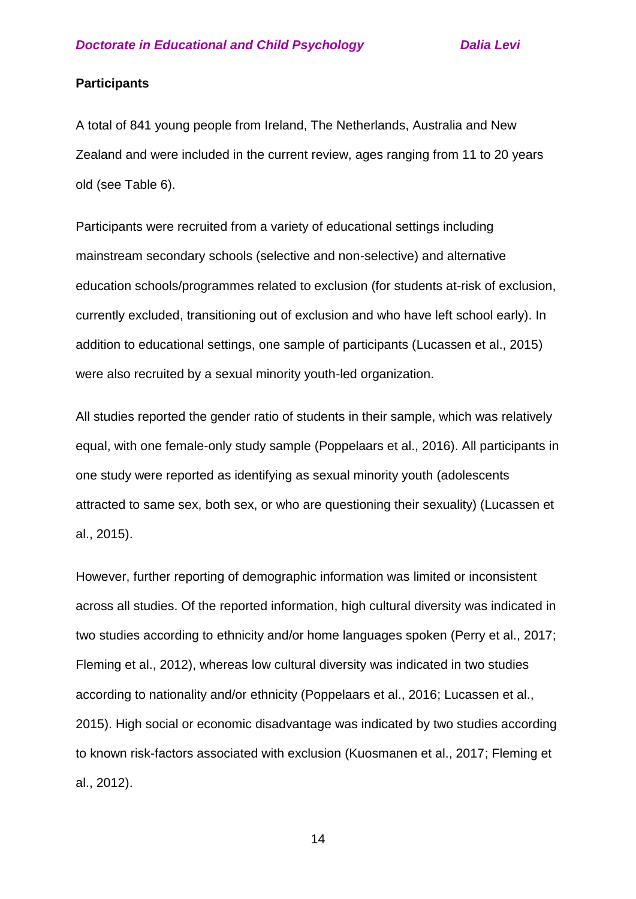**Participants**

A total of 841 young people from Ireland, The Netherlands, Australia and New Zealand and were included in the current review, ages ranging from 11 to 20 years old (see Table 6).

Participants were recruited from a variety of educational settings including mainstream secondary schools (selective and non-selective) and alternative education schools/programmes related to exclusion (for students at-risk of exclusion, currently excluded, transitioning out of exclusion and who have left school early). In addition to educational settings, one sample of participants (Lucassen et al., 2015) were also recruited by a sexual minority youth-led organization.

All studies reported the gender ratio of students in their sample, which was relatively equal, with one female-only study sample (Poppelaars et al., 2016). All participants in one study were reported as identifying as sexual minority youth (adolescents attracted to same sex, both sex, or who are questioning their sexuality) (Lucassen et al., 2015).

However, further reporting of demographic information was limited or inconsistent across all studies. Of the reported information, high cultural diversity was indicated in two studies according to ethnicity and/or home languages spoken (Perry et al., 2017; Fleming et al., 2012), whereas low cultural diversity was indicated in two studies according to nationality and/or ethnicity (Poppelaars et al., 2016; Lucassen et al., 2015). High social or economic disadvantage was indicated by two studies according to known risk-factors associated with exclusion (Kuosmanen et al., 2017; Fleming et al., 2012).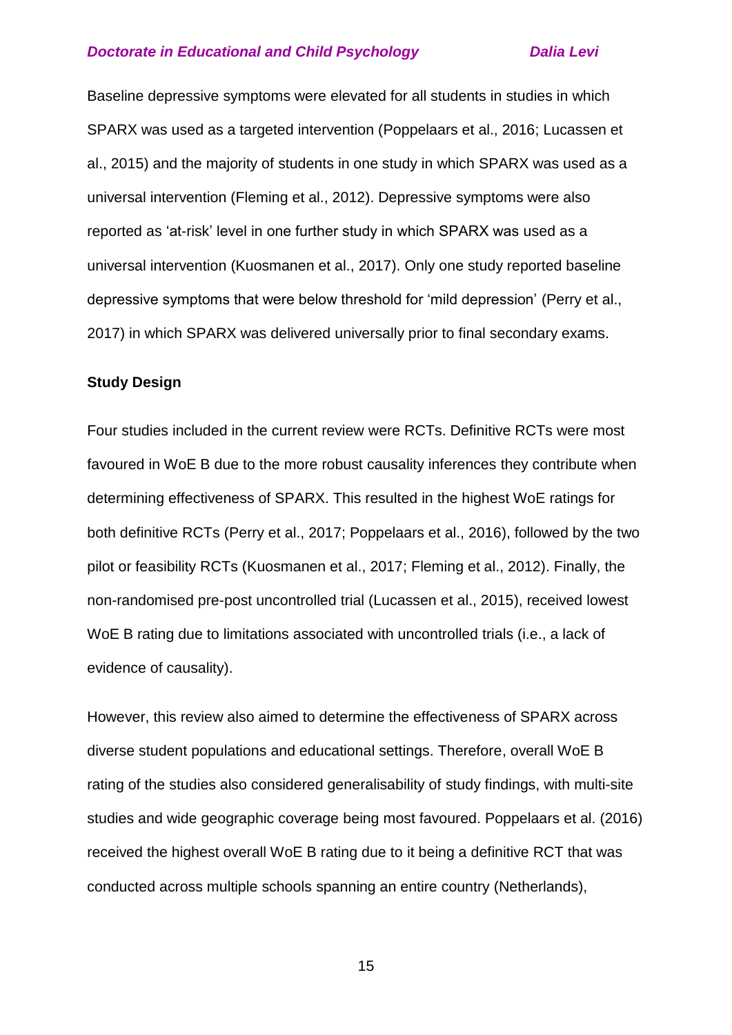Baseline depressive symptoms were elevated for all students in studies in which SPARX was used as a targeted intervention (Poppelaars et al., 2016; Lucassen et al., 2015) and the majority of students in one study in which SPARX was used as a universal intervention (Fleming et al., 2012). Depressive symptoms were also reported as 'at-risk' level in one further study in which SPARX was used as a universal intervention (Kuosmanen et al., 2017). Only one study reported baseline depressive symptoms that were below threshold for 'mild depression' (Perry et al., 2017) in which SPARX was delivered universally prior to final secondary exams.

**Study Design**

Four studies included in the current review were RCTs. Definitive RCTs were most favoured in WoE B due to the more robust causality inferences they contribute when determining effectiveness of SPARX. This resulted in the highest WoE ratings for both definitive RCTs (Perry et al., 2017; Poppelaars et al., 2016), followed by the two pilot or feasibility RCTs (Kuosmanen et al., 2017; Fleming et al., 2012). Finally, the non-randomised pre-post uncontrolled trial (Lucassen et al., 2015), received lowest WoE B rating due to limitations associated with uncontrolled trials (i.e., a lack of evidence of causality).

However, this review also aimed to determine the effectiveness of SPARX across diverse student populations and educational settings. Therefore, overall WoE B rating of the studies also considered generalisability of study findings, with multi-site studies and wide geographic coverage being most favoured. Poppelaars et al. (2016) received the highest overall WoE B rating due to it being a definitive RCT that was conducted across multiple schools spanning an entire country (Netherlands),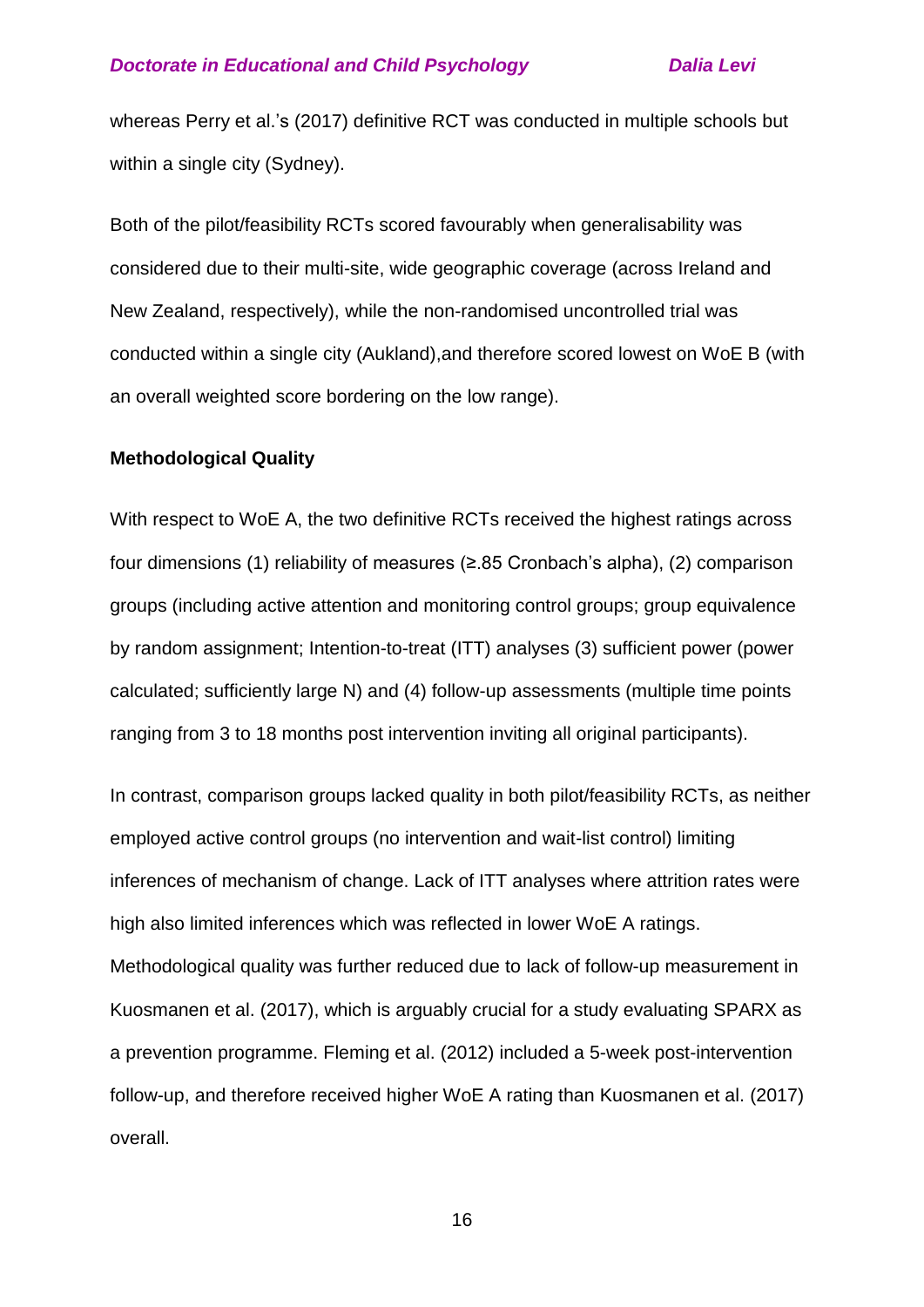whereas Perry et al.'s (2017) definitive RCT was conducted in multiple schools but within a single city (Sydney).

Both of the pilot/feasibility RCTs scored favourably when generalisability was considered due to their multi-site, wide geographic coverage (across Ireland and New Zealand, respectively), while the non-randomised uncontrolled trial was conducted within a single city (Aukland),and therefore scored lowest on WoE B (with an overall weighted score bordering on the low range).

**Methodological Quality**

With respect to WoE A, the two definitive RCTs received the highest ratings across four dimensions (1) reliability of measures (≥.85 Cronbach's alpha), (2) comparison groups (including active attention and monitoring control groups; group equivalence by random assignment; Intention-to-treat (ITT) analyses (3) sufficient power (power calculated; sufficiently large N) and (4) follow-up assessments (multiple time points ranging from 3 to 18 months post intervention inviting all original participants).

In contrast, comparison groups lacked quality in both pilot/feasibility RCTs, as neither employed active control groups (no intervention and wait-list control) limiting inferences of mechanism of change. Lack of ITT analyses where attrition rates were high also limited inferences which was reflected in lower WoE A ratings. Methodological quality was further reduced due to lack of follow-up measurement in Kuosmanen et al. (2017), which is arguably crucial for a study evaluating SPARX as a prevention programme. Fleming et al. (2012) included a 5-week post-intervention follow-up, and therefore received higher WoE A rating than Kuosmanen et al. (2017) overall.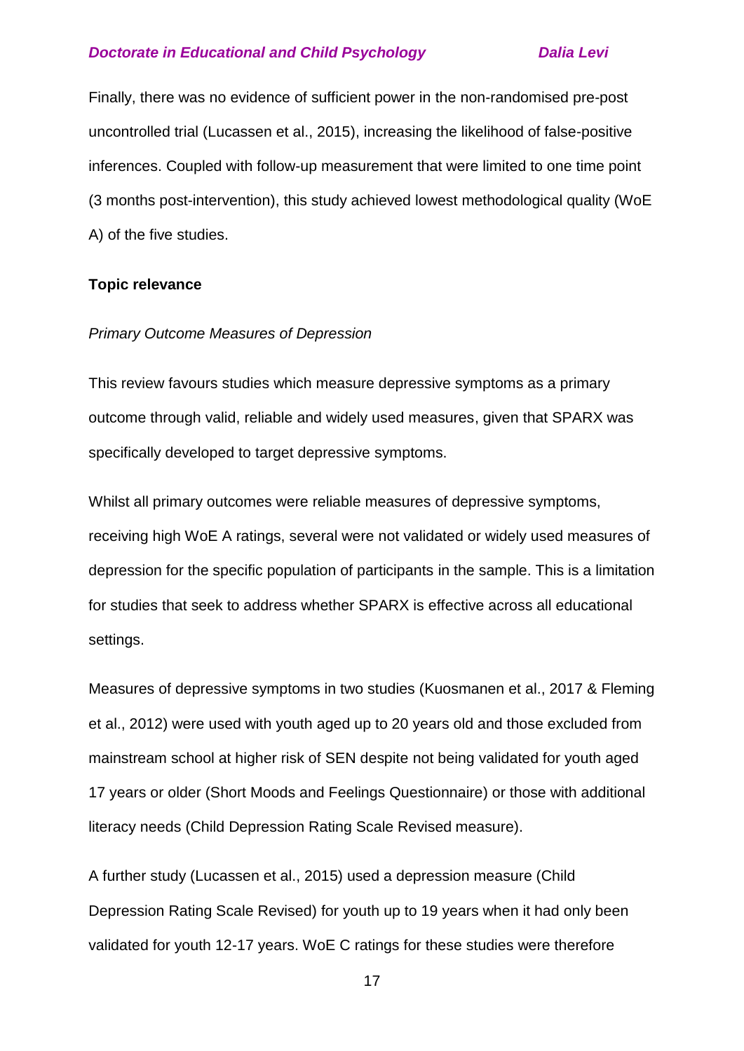Finally, there was no evidence of sufficient power in the non-randomised pre-post uncontrolled trial (Lucassen et al., 2015), increasing the likelihood of false-positive inferences. Coupled with follow-up measurement that were limited to one time point (3 months post-intervention), this study achieved lowest methodological quality (WoE A) of the five studies.

**Topic relevance**

*Primary Outcome Measures of Depression*

This review favours studies which measure depressive symptoms as a primary outcome through valid, reliable and widely used measures, given that SPARX was specifically developed to target depressive symptoms.

Whilst all primary outcomes were reliable measures of depressive symptoms, receiving high WoE A ratings, several were not validated or widely used measures of depression for the specific population of participants in the sample. This is a limitation for studies that seek to address whether SPARX is effective across all educational settings.

Measures of depressive symptoms in two studies (Kuosmanen et al., 2017 & Fleming et al., 2012) were used with youth aged up to 20 years old and those excluded from mainstream school at higher risk of SEN despite not being validated for youth aged 17 years or older (Short Moods and Feelings Questionnaire) or those with additional literacy needs (Child Depression Rating Scale Revised measure).

A further study (Lucassen et al., 2015) used a depression measure (Child Depression Rating Scale Revised) for youth up to 19 years when it had only been validated for youth 12-17 years. WoE C ratings for these studies were therefore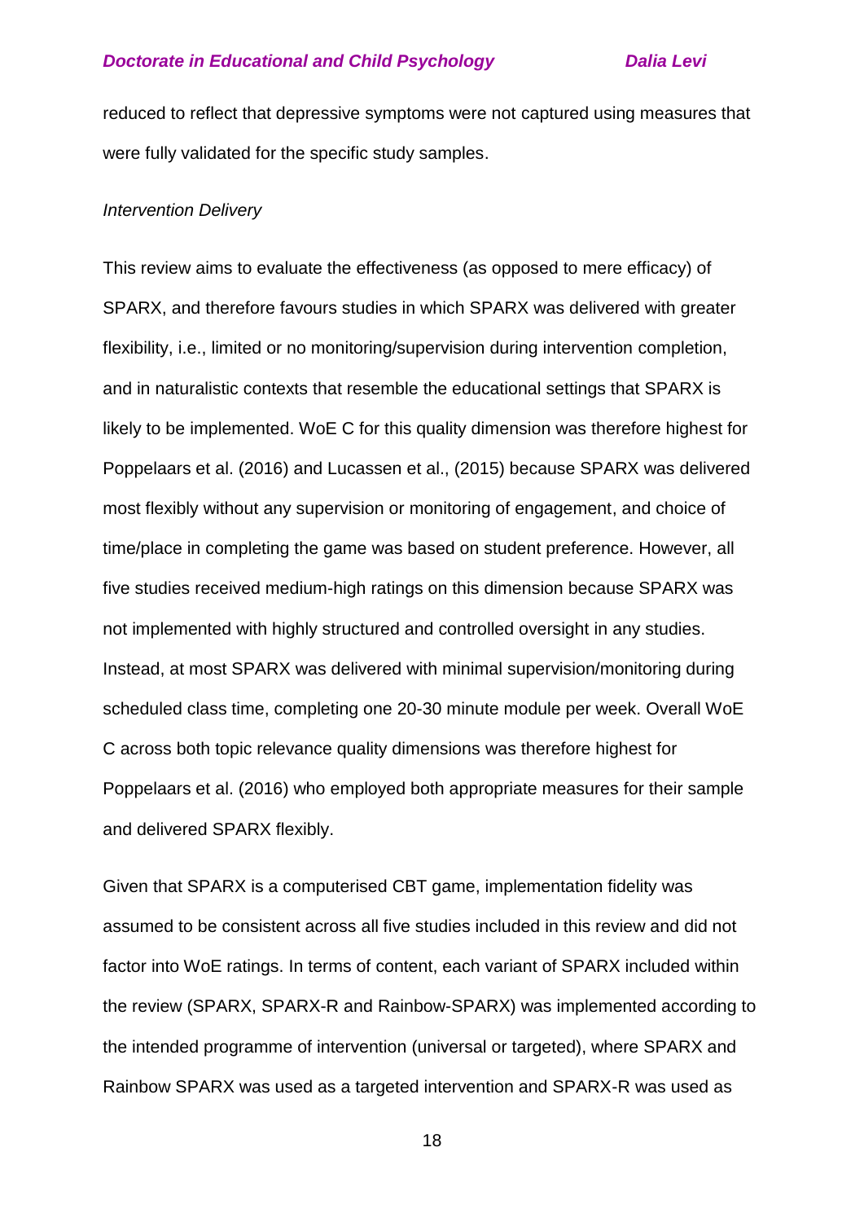reduced to reflect that depressive symptoms were not captured using measures that were fully validated for the specific study samples.

*Intervention Delivery*

This review aims to evaluate the effectiveness (as opposed to mere efficacy) of SPARX, and therefore favours studies in which SPARX was delivered with greater flexibility, i.e., limited or no monitoring/supervision during intervention completion, and in naturalistic contexts that resemble the educational settings that SPARX is likely to be implemented. WoE C for this quality dimension was therefore highest for Poppelaars et al. (2016) and Lucassen et al., (2015) because SPARX was delivered most flexibly without any supervision or monitoring of engagement, and choice of time/place in completing the game was based on student preference. However, all five studies received medium-high ratings on this dimension because SPARX was not implemented with highly structured and controlled oversight in any studies. Instead, at most SPARX was delivered with minimal supervision/monitoring during scheduled class time, completing one 20-30 minute module per week. Overall WoE C across both topic relevance quality dimensions was therefore highest for Poppelaars et al. (2016) who employed both appropriate measures for their sample and delivered SPARX flexibly.

Given that SPARX is a computerised CBT game, implementation fidelity was assumed to be consistent across all five studies included in this review and did not factor into WoE ratings. In terms of content, each variant of SPARX included within the review (SPARX, SPARX-R and Rainbow-SPARX) was implemented according to the intended programme of intervention (universal or targeted), where SPARX and Rainbow SPARX was used as a targeted intervention and SPARX-R was used as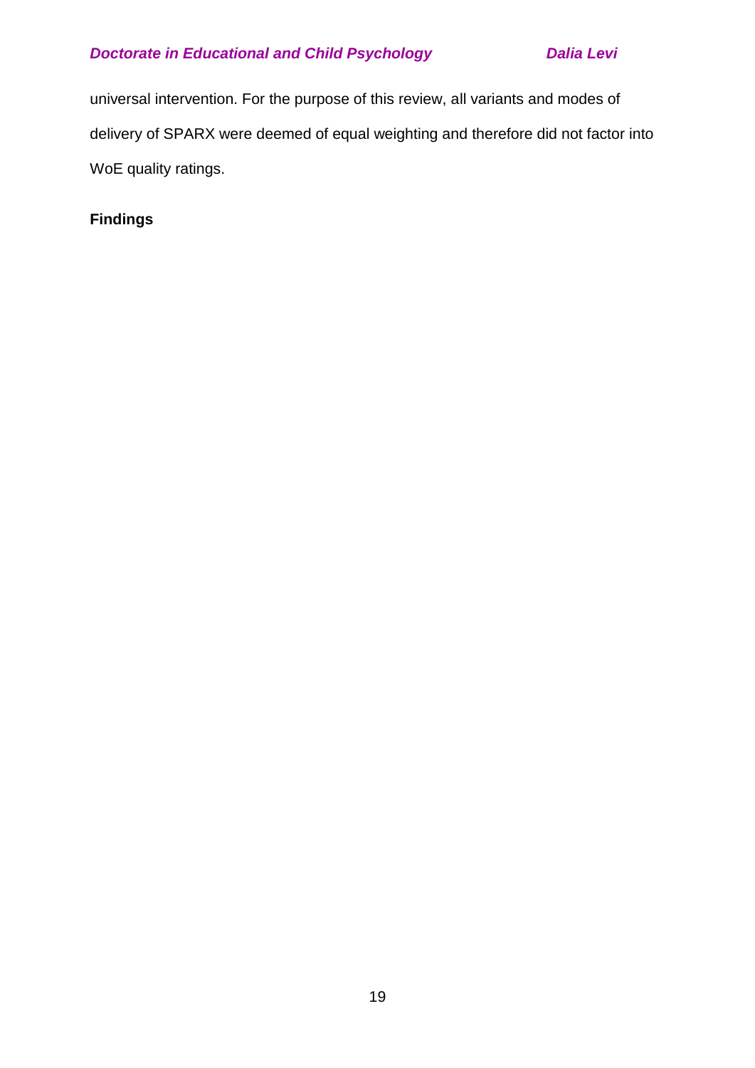universal intervention. For the purpose of this review, all variants and modes of delivery of SPARX were deemed of equal weighting and therefore did not factor into WoE quality ratings.

## Findings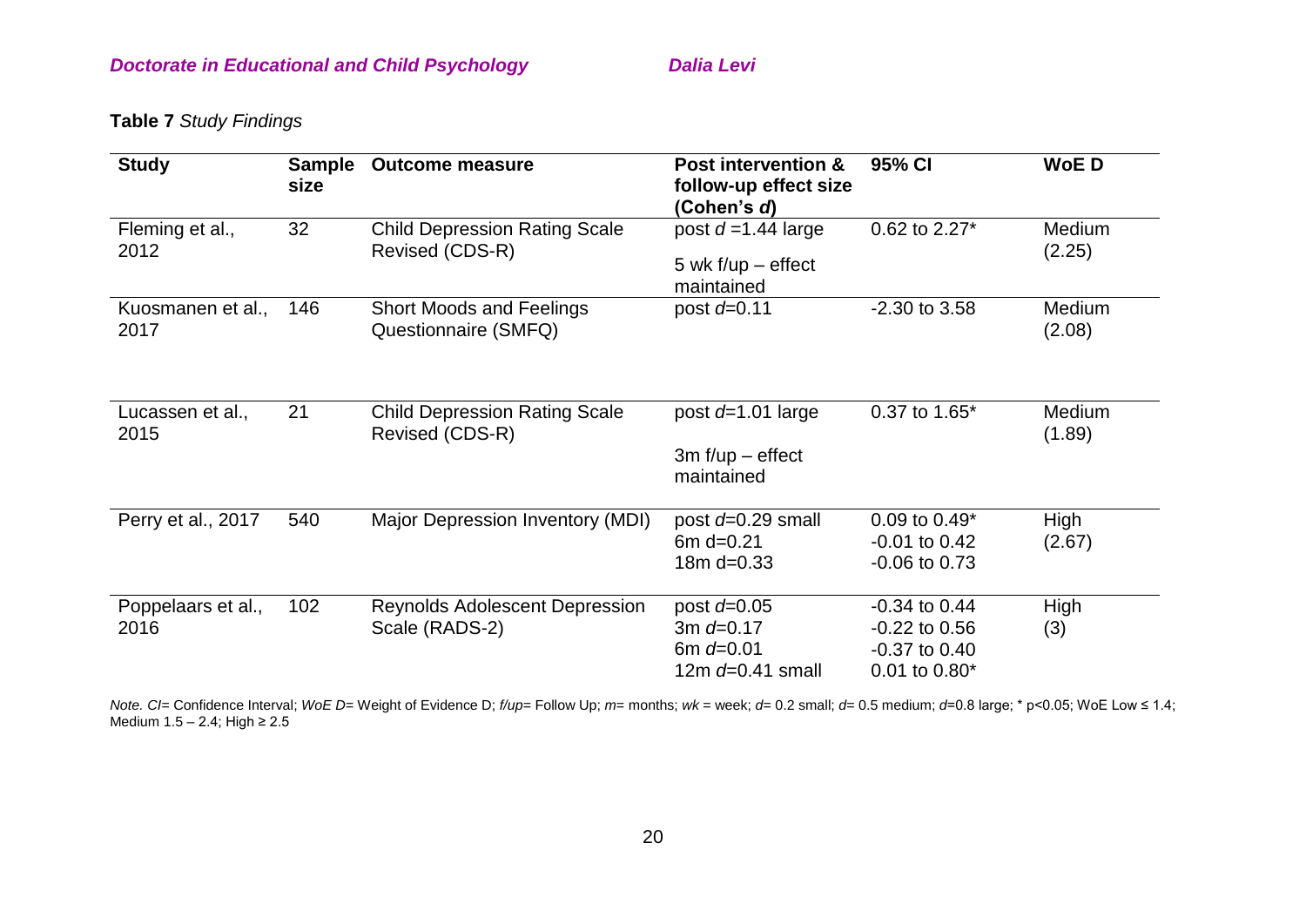**Table 7** *Study Findings*

| Study | Sample size | Outcome measure | Post intervention & follow-up effect size (Cohen's *d*) | 95% CI | WoE D |
|---|---|---|---|---|---|
| Fleming et al., 2012 | 32 | Child Depression Rating Scale Revised (CDS-R) | post *d* =1.44 large<br>5 wk f/up – effect maintained | 0.62 to 2.27* | Medium (2.25) |
| Kuosmanen et al., 2017 | 146 | Short Moods and Feelings Questionnaire (SMFQ) | post *d*=0.11 | -2.30 to 3.58 | Medium (2.08) |
| Lucassen et al., 2015 | 21 | Child Depression Rating Scale Revised (CDS-R) | post *d*=1.01 large<br>3m f/up – effect maintained | 0.37 to 1.65* | Medium (1.89) |
| Perry et al., 2017 | 540 | Major Depression Inventory (MDI) | post *d*=0.29 small<br>6m d=0.21<br>18m d=0.33 | 0.09 to 0.49*<br>-0.01 to 0.42<br>-0.06 to 0.73 | High (2.67) |
| Poppelaars et al., 2016 | 102 | Reynolds Adolescent Depression Scale (RADS-2) | post *d*=0.05<br>3m *d*=0.17<br>6m *d*=0.01<br>12m *d*=0.41 small | -0.34 to 0.44<br>-0.22 to 0.56<br>-0.37 to 0.40<br>0.01 to 0.80* | High (3) |

*Note. CI*= Confidence Interval; *WoE D*= Weight of Evidence D; *f/up*= Follow Up; *m*= months; *wk* = week; *d*= 0.2 small; *d*= 0.5 medium; *d*=0.8 large; * $p<0.05$; WoE Low ≤ 1.4; Medium 1.5 – 2.4; High ≥ 2.5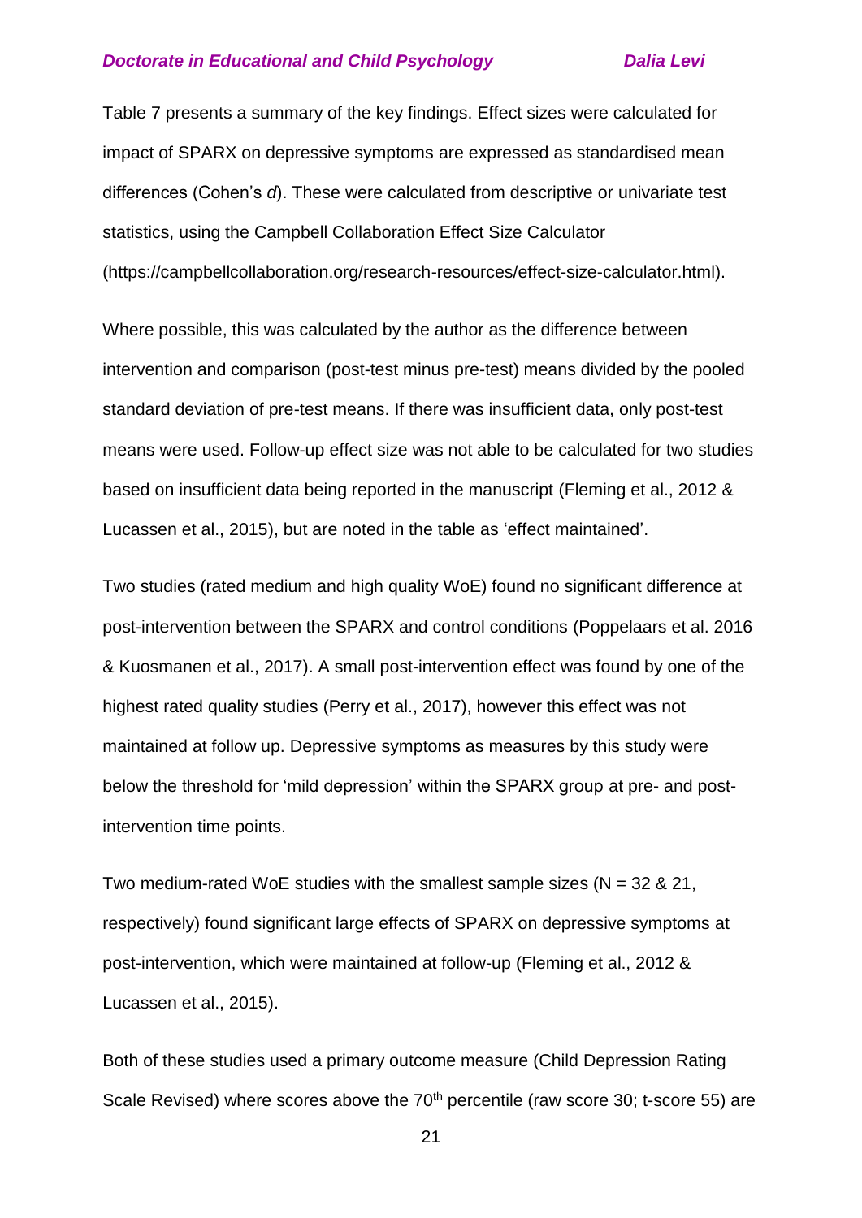Table 7 presents a summary of the key findings. Effect sizes were calculated for impact of SPARX on depressive symptoms are expressed as standardised mean differences (Cohen's *d*). These were calculated from descriptive or univariate test statistics, using the Campbell Collaboration Effect Size Calculator (https://campbellcollaboration.org/research-resources/effect-size-calculator.html).

Where possible, this was calculated by the author as the difference between intervention and comparison (post-test minus pre-test) means divided by the pooled standard deviation of pre-test means. If there was insufficient data, only post-test means were used. Follow-up effect size was not able to be calculated for two studies based on insufficient data being reported in the manuscript (Fleming et al., 2012 & Lucassen et al., 2015), but are noted in the table as 'effect maintained'.

Two studies (rated medium and high quality WoE) found no significant difference at post-intervention between the SPARX and control conditions (Poppelaars et al. 2016 & Kuosmanen et al., 2017). A small post-intervention effect was found by one of the highest rated quality studies (Perry et al., 2017), however this effect was not maintained at follow up. Depressive symptoms as measures by this study were below the threshold for 'mild depression' within the SPARX group at pre- and post-intervention time points.

Two medium-rated WoE studies with the smallest sample sizes (N = 32 & 21, respectively) found significant large effects of SPARX on depressive symptoms at post-intervention, which were maintained at follow-up (Fleming et al., 2012 & Lucassen et al., 2015).

Both of these studies used a primary outcome measure (Child Depression Rating Scale Revised) where scores above the 70$^{th}$ percentile (raw score 30; t-score 55) are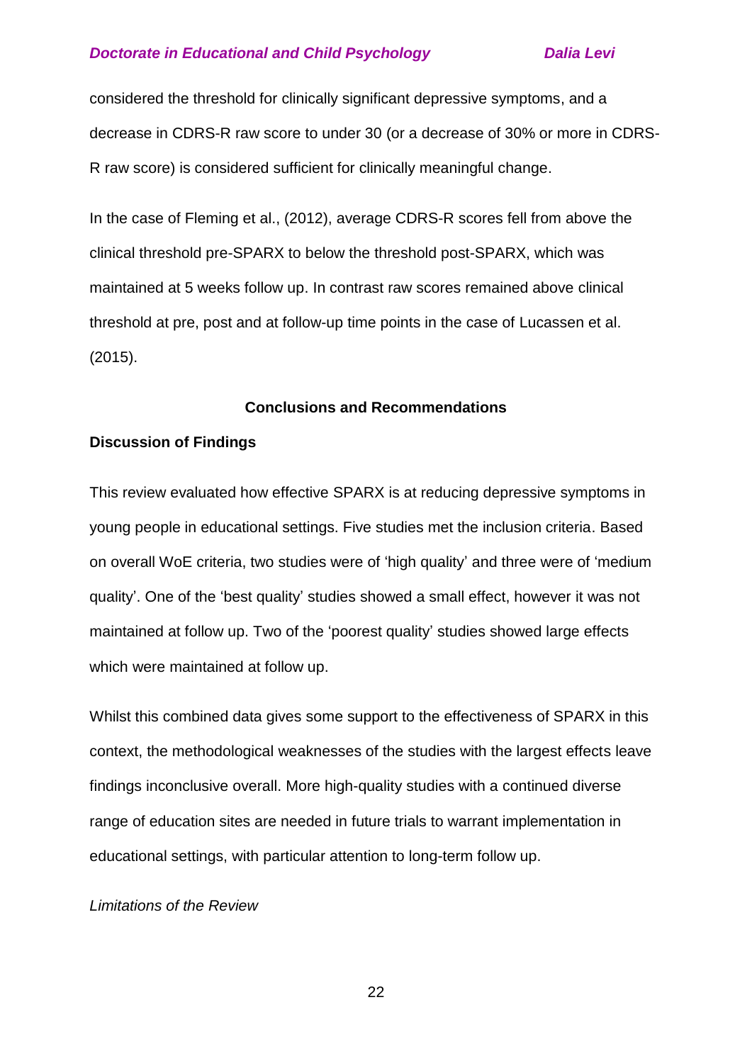considered the threshold for clinically significant depressive symptoms, and a decrease in CDRS-R raw score to under 30 (or a decrease of 30% or more in CDRS-R raw score) is considered sufficient for clinically meaningful change.

In the case of Fleming et al., (2012), average CDRS-R scores fell from above the clinical threshold pre-SPARX to below the threshold post-SPARX, which was maintained at 5 weeks follow up. In contrast raw scores remained above clinical threshold at pre, post and at follow-up time points in the case of Lucassen et al. (2015).

## Conclusions and Recommendations

### Discussion of Findings

This review evaluated how effective SPARX is at reducing depressive symptoms in young people in educational settings. Five studies met the inclusion criteria. Based on overall WoE criteria, two studies were of 'high quality' and three were of 'medium quality'. One of the 'best quality' studies showed a small effect, however it was not maintained at follow up. Two of the 'poorest quality' studies showed large effects which were maintained at follow up.

Whilst this combined data gives some support to the effectiveness of SPARX in this context, the methodological weaknesses of the studies with the largest effects leave findings inconclusive overall. More high-quality studies with a continued diverse range of education sites are needed in future trials to warrant implementation in educational settings, with particular attention to long-term follow up.

#### *Limitations of the Review*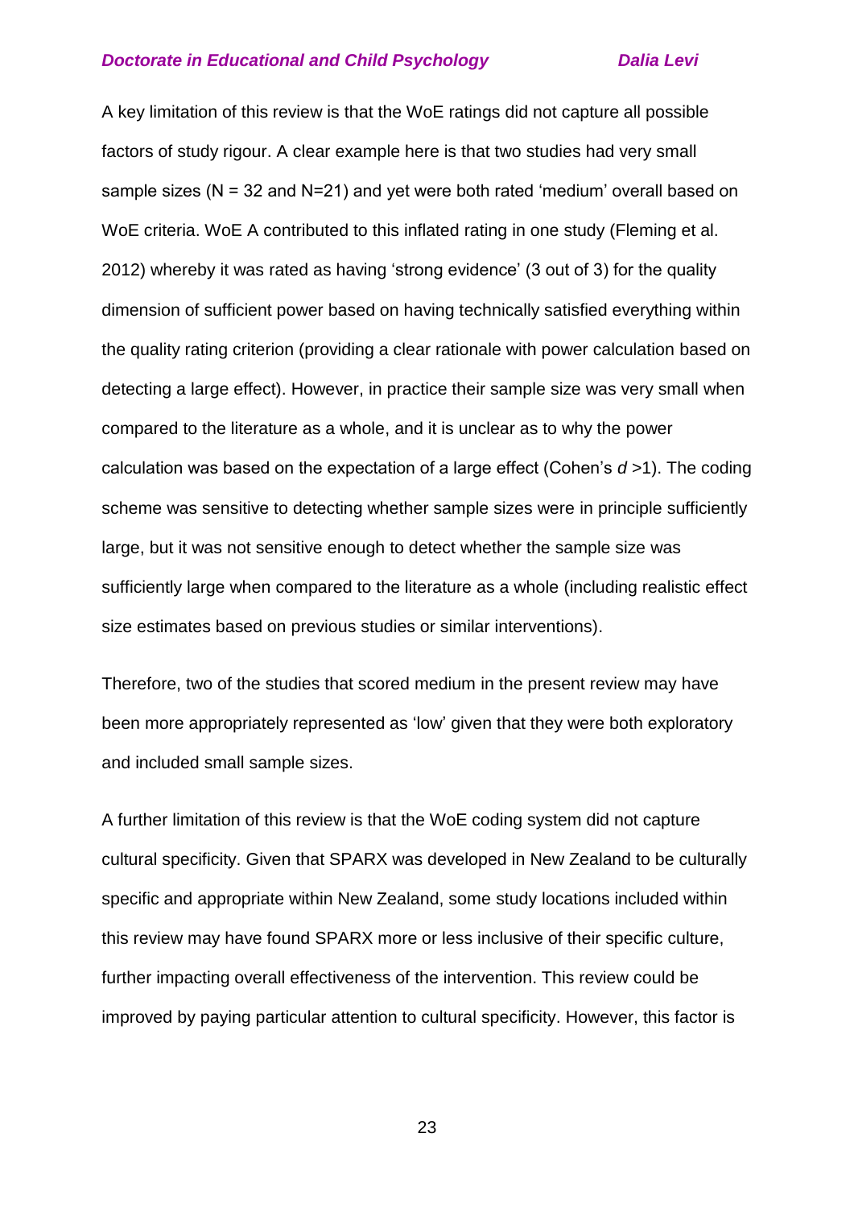A key limitation of this review is that the WoE ratings did not capture all possible factors of study rigour. A clear example here is that two studies had very small sample sizes (N = 32 and N=21) and yet were both rated 'medium' overall based on WoE criteria. WoE A contributed to this inflated rating in one study (Fleming et al. 2012) whereby it was rated as having 'strong evidence' (3 out of 3) for the quality dimension of sufficient power based on having technically satisfied everything within the quality rating criterion (providing a clear rationale with power calculation based on detecting a large effect). However, in practice their sample size was very small when compared to the literature as a whole, and it is unclear as to why the power calculation was based on the expectation of a large effect (Cohen's *d* >1). The coding scheme was sensitive to detecting whether sample sizes were in principle sufficiently large, but it was not sensitive enough to detect whether the sample size was sufficiently large when compared to the literature as a whole (including realistic effect size estimates based on previous studies or similar interventions).

Therefore, two of the studies that scored medium in the present review may have been more appropriately represented as 'low' given that they were both exploratory and included small sample sizes.

A further limitation of this review is that the WoE coding system did not capture cultural specificity. Given that SPARX was developed in New Zealand to be culturally specific and appropriate within New Zealand, some study locations included within this review may have found SPARX more or less inclusive of their specific culture, further impacting overall effectiveness of the intervention. This review could be improved by paying particular attention to cultural specificity. However, this factor is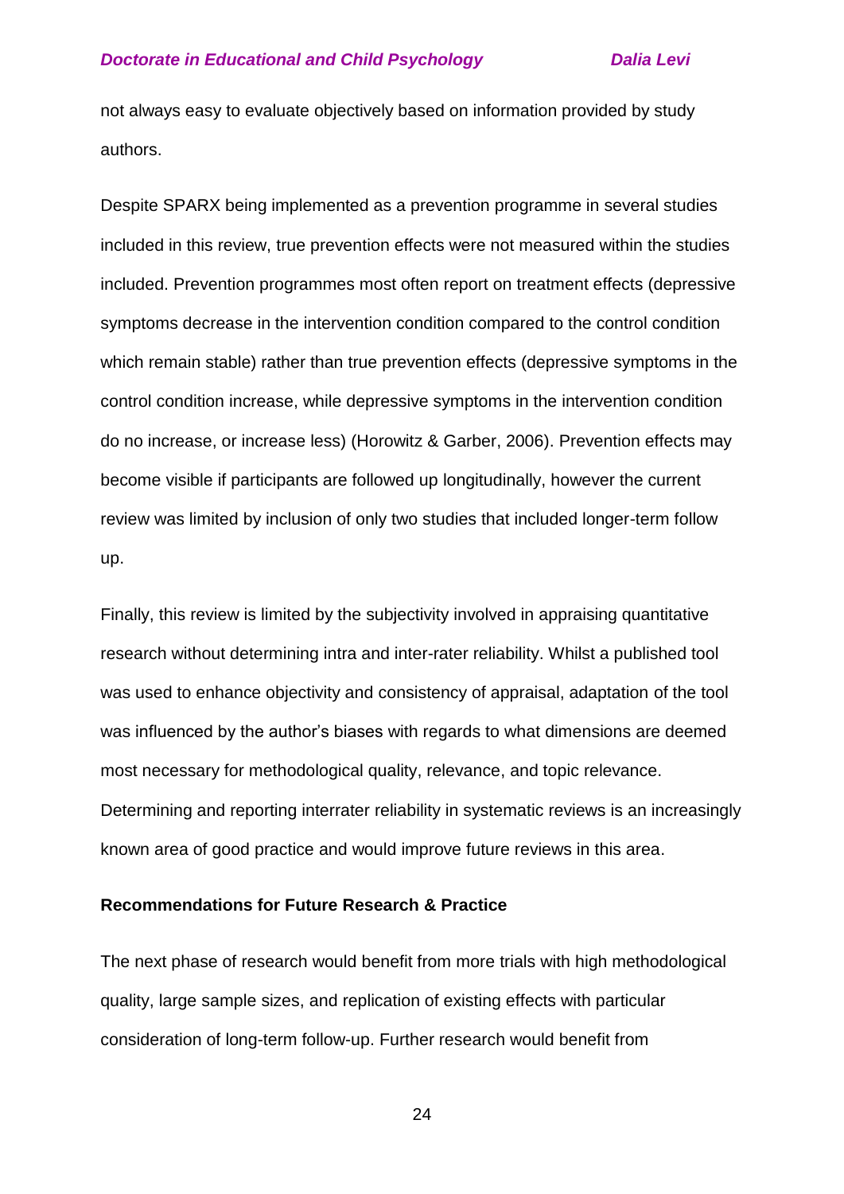not always easy to evaluate objectively based on information provided by study authors.

Despite SPARX being implemented as a prevention programme in several studies included in this review, true prevention effects were not measured within the studies included. Prevention programmes most often report on treatment effects (depressive symptoms decrease in the intervention condition compared to the control condition which remain stable) rather than true prevention effects (depressive symptoms in the control condition increase, while depressive symptoms in the intervention condition do no increase, or increase less) (Horowitz & Garber, 2006). Prevention effects may become visible if participants are followed up longitudinally, however the current review was limited by inclusion of only two studies that included longer-term follow up.

Finally, this review is limited by the subjectivity involved in appraising quantitative research without determining intra and inter-rater reliability. Whilst a published tool was used to enhance objectivity and consistency of appraisal, adaptation of the tool was influenced by the author's biases with regards to what dimensions are deemed most necessary for methodological quality, relevance, and topic relevance. Determining and reporting interrater reliability in systematic reviews is an increasingly known area of good practice and would improve future reviews in this area.

**Recommendations for Future Research & Practice**

The next phase of research would benefit from more trials with high methodological quality, large sample sizes, and replication of existing effects with particular consideration of long-term follow-up. Further research would benefit from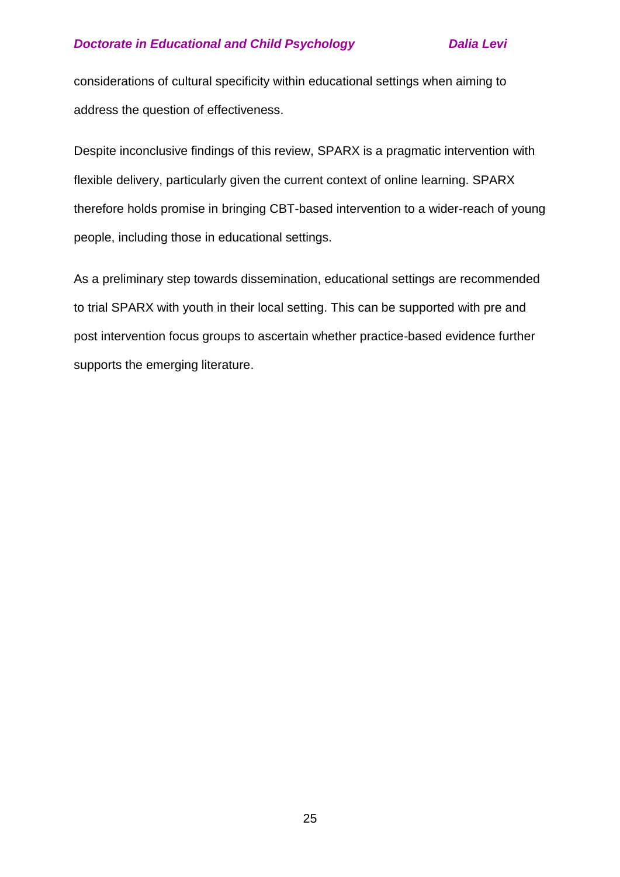considerations of cultural specificity within educational settings when aiming to address the question of effectiveness.

Despite inconclusive findings of this review, SPARX is a pragmatic intervention with flexible delivery, particularly given the current context of online learning. SPARX therefore holds promise in bringing CBT-based intervention to a wider-reach of young people, including those in educational settings.

As a preliminary step towards dissemination, educational settings are recommended to trial SPARX with youth in their local setting. This can be supported with pre and post intervention focus groups to ascertain whether practice-based evidence further supports the emerging literature.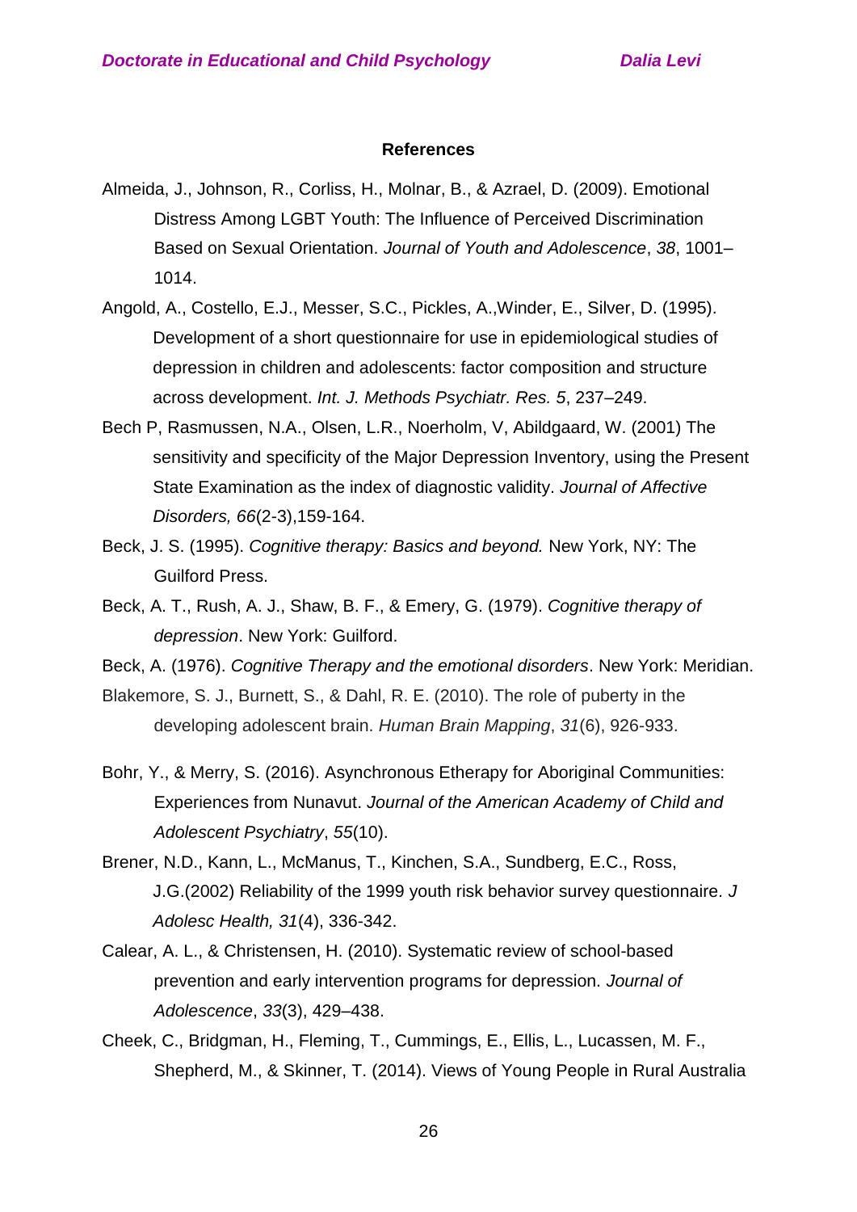**References**

Almeida, J., Johnson, R., Corliss, H., Molnar, B., & Azrael, D. (2009). Emotional Distress Among LGBT Youth: The Influence of Perceived Discrimination Based on Sexual Orientation. *Journal of Youth and Adolescence*, *38*, 1001–1014.

Angold, A., Costello, E.J., Messer, S.C., Pickles, A.,Winder, E., Silver, D. (1995). Development of a short questionnaire for use in epidemiological studies of depression in children and adolescents: factor composition and structure across development. *Int. J. Methods Psychiatr. Res. 5*, 237–249.

Bech P, Rasmussen, N.A., Olsen, L.R., Noerholm, V, Abildgaard, W. (2001) The sensitivity and specificity of the Major Depression Inventory, using the Present State Examination as the index of diagnostic validity. *Journal of Affective Disorders, 66*(2-3),159-164.

Beck, J. S. (1995). *Cognitive therapy: Basics and beyond.* New York, NY: The Guilford Press.

Beck, A. T., Rush, A. J., Shaw, B. F., & Emery, G. (1979). *Cognitive therapy of depression*. New York: Guilford.

Beck, A. (1976). *Cognitive Therapy and the emotional disorders*. New York: Meridian.

Blakemore, S. J., Burnett, S., & Dahl, R. E. (2010). The role of puberty in the developing adolescent brain. *Human Brain Mapping*, *31*(6), 926-933.

Bohr, Y., & Merry, S. (2016). Asynchronous Etherapy for Aboriginal Communities: Experiences from Nunavut. *Journal of the American Academy of Child and Adolescent Psychiatry*, *55*(10).

Brener, N.D., Kann, L., McManus, T., Kinchen, S.A., Sundberg, E.C., Ross, J.G.(2002) Reliability of the 1999 youth risk behavior survey questionnaire. *J Adolesc Health, 31*(4), 336-342.

Calear, A. L., & Christensen, H. (2010). Systematic review of school-based prevention and early intervention programs for depression. *Journal of Adolescence*, *33*(3), 429–438.

Cheek, C., Bridgman, H., Fleming, T., Cummings, E., Ellis, L., Lucassen, M. F., Shepherd, M., & Skinner, T. (2014). Views of Young People in Rural Australia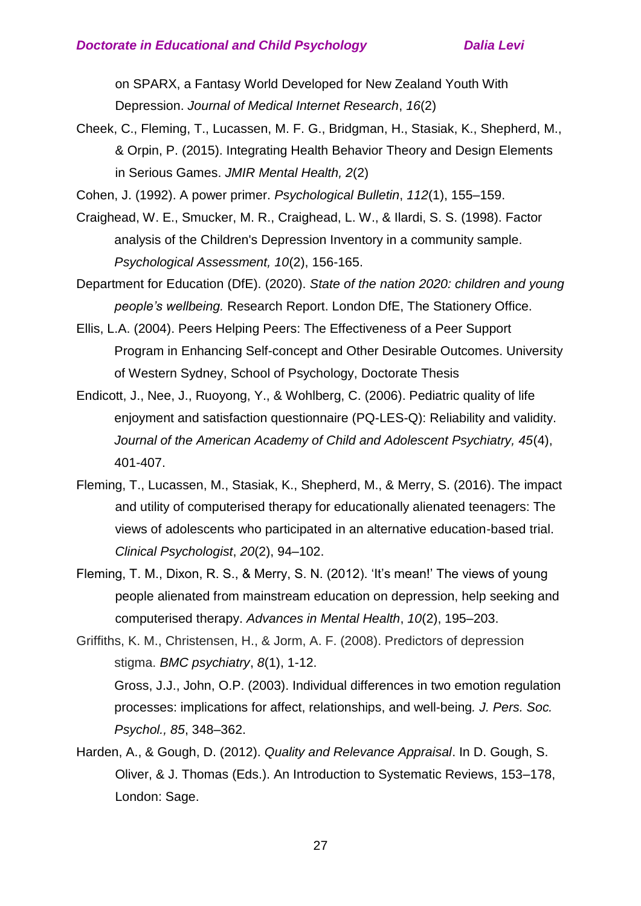on SPARX, a Fantasy World Developed for New Zealand Youth With Depression. *Journal of Medical Internet Research*, *16*(2)

Cheek, C., Fleming, T., Lucassen, M. F. G., Bridgman, H., Stasiak, K., Shepherd, M., & Orpin, P. (2015). Integrating Health Behavior Theory and Design Elements in Serious Games. *JMIR Mental Health, 2*(2)

Cohen, J. (1992). A power primer. *Psychological Bulletin*, *112*(1), 155–159.

Craighead, W. E., Smucker, M. R., Craighead, L. W., & Ilardi, S. S. (1998). Factor analysis of the Children's Depression Inventory in a community sample. *Psychological Assessment, 10*(2), 156-165.

Department for Education (DfE). (2020). *State of the nation 2020: children and young people's wellbeing.* Research Report. London DfE, The Stationery Office.

Ellis, L.A. (2004). Peers Helping Peers: The Effectiveness of a Peer Support Program in Enhancing Self-concept and Other Desirable Outcomes. University of Western Sydney, School of Psychology, Doctorate Thesis

Endicott, J., Nee, J., Ruoyong, Y., & Wohlberg, C. (2006). Pediatric quality of life enjoyment and satisfaction questionnaire (PQ-LES-Q): Reliability and validity. *Journal of the American Academy of Child and Adolescent Psychiatry, 45*(4), 401-407.

Fleming, T., Lucassen, M., Stasiak, K., Shepherd, M., & Merry, S. (2016). The impact and utility of computerised therapy for educationally alienated teenagers: The views of adolescents who participated in an alternative education-based trial. *Clinical Psychologist*, *20*(2), 94–102.

Fleming, T. M., Dixon, R. S., & Merry, S. N. (2012). 'It's mean!' The views of young people alienated from mainstream education on depression, help seeking and computerised therapy. *Advances in Mental Health*, *10*(2), 195–203.

Griffiths, K. M., Christensen, H., & Jorm, A. F. (2008). Predictors of depression stigma. *BMC psychiatry*, *8*(1), 1-12.

Gross, J.J., John, O.P. (2003). Individual differences in two emotion regulation processes: implications for affect, relationships, and well-being*. J. Pers. Soc. Psychol., 85*, 348–362.

Harden, A., & Gough, D. (2012). *Quality and Relevance Appraisal*. In D. Gough, S. Oliver, & J. Thomas (Eds.). An Introduction to Systematic Reviews, 153–178, London: Sage.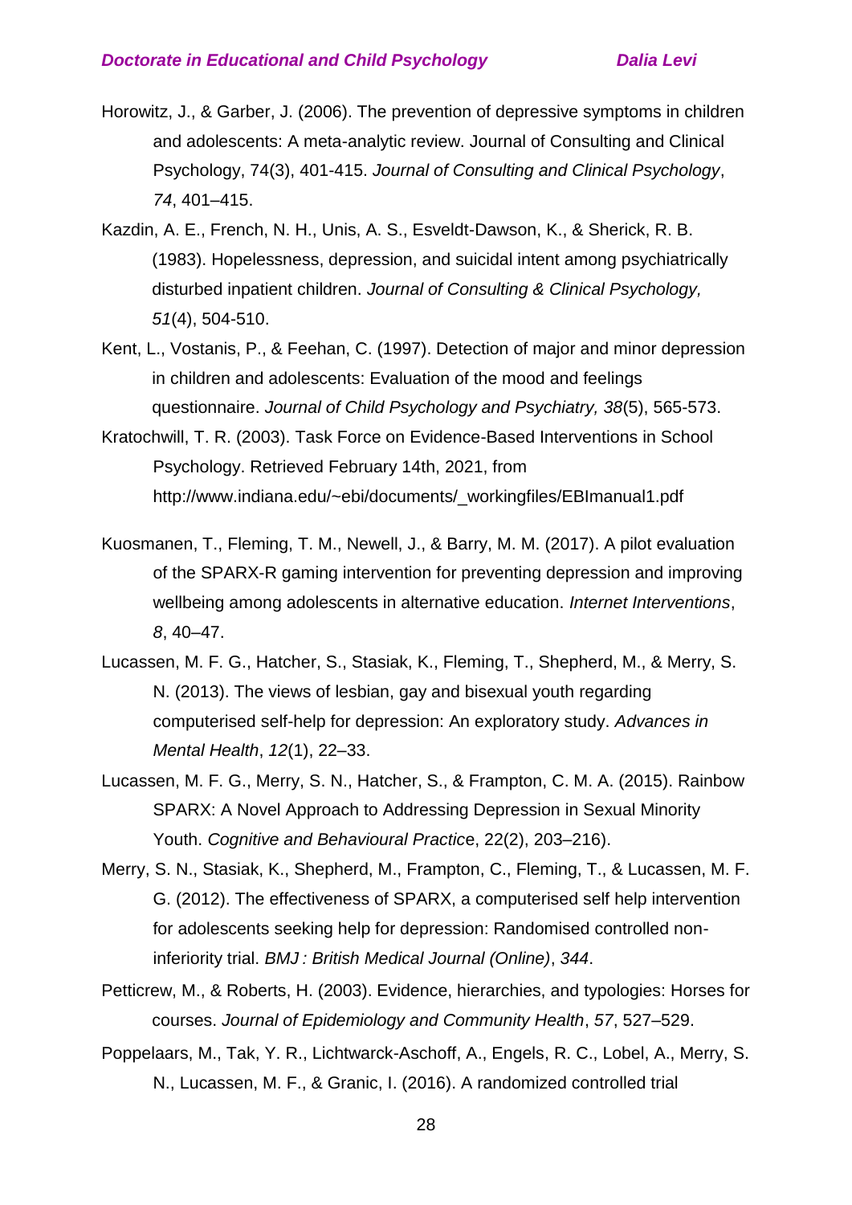Horowitz, J., & Garber, J. (2006). The prevention of depressive symptoms in children and adolescents: A meta-analytic review. Journal of Consulting and Clinical Psychology, 74(3), 401-415. *Journal of Consulting and Clinical Psychology*, *74*, 401–415.

Kazdin, A. E., French, N. H., Unis, A. S., Esveldt-Dawson, K., & Sherick, R. B. (1983). Hopelessness, depression, and suicidal intent among psychiatrically disturbed inpatient children. *Journal of Consulting & Clinical Psychology, 51*(4), 504-510.

Kent, L., Vostanis, P., & Feehan, C. (1997). Detection of major and minor depression in children and adolescents: Evaluation of the mood and feelings questionnaire. *Journal of Child Psychology and Psychiatry, 38*(5), 565-573.

Kratochwill, T. R. (2003). Task Force on Evidence-Based Interventions in School Psychology. Retrieved February 14th, 2021, from http://www.indiana.edu/~ebi/documents/_workingfiles/EBImanual1.pdf

Kuosmanen, T., Fleming, T. M., Newell, J., & Barry, M. M. (2017). A pilot evaluation of the SPARX-R gaming intervention for preventing depression and improving wellbeing among adolescents in alternative education. *Internet Interventions*, *8*, 40–47.

Lucassen, M. F. G., Hatcher, S., Stasiak, K., Fleming, T., Shepherd, M., & Merry, S. N. (2013). The views of lesbian, gay and bisexual youth regarding computerised self-help for depression: An exploratory study. *Advances in Mental Health*, *12*(1), 22–33.

Lucassen, M. F. G., Merry, S. N., Hatcher, S., & Frampton, C. M. A. (2015). Rainbow SPARX: A Novel Approach to Addressing Depression in Sexual Minority Youth. *Cognitive and Behavioural Practic*e, 22(2), 203–216).

Merry, S. N., Stasiak, K., Shepherd, M., Frampton, C., Fleming, T., & Lucassen, M. F. G. (2012). The effectiveness of SPARX, a computerised self help intervention for adolescents seeking help for depression: Randomised controlled non-inferiority trial. *BMJ : British Medical Journal (Online)*, *344*.

Petticrew, M., & Roberts, H. (2003). Evidence, hierarchies, and typologies: Horses for courses. *Journal of Epidemiology and Community Health*, *57*, 527–529.

Poppelaars, M., Tak, Y. R., Lichtwarck-Aschoff, A., Engels, R. C., Lobel, A., Merry, S. N., Lucassen, M. F., & Granic, I. (2016). A randomized controlled trial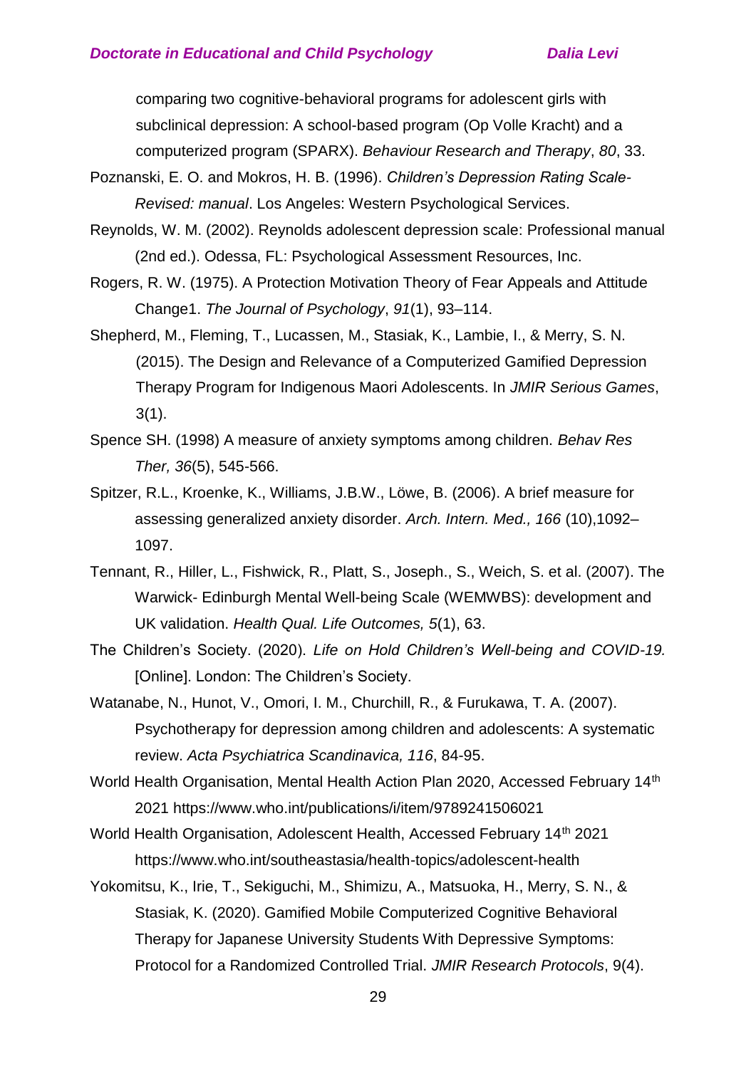comparing two cognitive-behavioral programs for adolescent girls with subclinical depression: A school-based program (Op Volle Kracht) and a computerized program (SPARX). *Behaviour Research and Therapy*, *80*, 33.

Poznanski, E. O. and Mokros, H. B. (1996). *Children's Depression Rating Scale-Revised: manual*. Los Angeles: Western Psychological Services.

Reynolds, W. M. (2002). Reynolds adolescent depression scale: Professional manual (2nd ed.). Odessa, FL: Psychological Assessment Resources, Inc.

Rogers, R. W. (1975). A Protection Motivation Theory of Fear Appeals and Attitude Change1. *The Journal of Psychology*, *91*(1), 93–114.

Shepherd, M., Fleming, T., Lucassen, M., Stasiak, K., Lambie, I., & Merry, S. N. (2015). The Design and Relevance of a Computerized Gamified Depression Therapy Program for Indigenous Maori Adolescents. In *JMIR Serious Games*, 3(1).

Spence SH. (1998) A measure of anxiety symptoms among children. *Behav Res Ther, 36*(5), 545-566.

Spitzer, R.L., Kroenke, K., Williams, J.B.W., Löwe, B. (2006). A brief measure for assessing generalized anxiety disorder. *Arch. Intern. Med., 166* (10),1092–1097.

Tennant, R., Hiller, L., Fishwick, R., Platt, S., Joseph., S., Weich, S. et al. (2007). The Warwick- Edinburgh Mental Well-being Scale (WEMWBS): development and UK validation. *Health Qual. Life Outcomes, 5*(1), 63.

The Children's Society. (2020). *Life on Hold Children's Well-being and COVID-19.* [Online]. London: The Children's Society.

Watanabe, N., Hunot, V., Omori, I. M., Churchill, R., & Furukawa, T. A. (2007). Psychotherapy for depression among children and adolescents: A systematic review. *Acta Psychiatrica Scandinavica, 116*, 84-95.

World Health Organisation, Mental Health Action Plan 2020, Accessed February 14th 2021 https://www.who.int/publications/i/item/9789241506021

World Health Organisation, Adolescent Health, Accessed February 14th 2021 https://www.who.int/southeastasia/health-topics/adolescent-health

Yokomitsu, K., Irie, T., Sekiguchi, M., Shimizu, A., Matsuoka, H., Merry, S. N., & Stasiak, K. (2020). Gamified Mobile Computerized Cognitive Behavioral Therapy for Japanese University Students With Depressive Symptoms: Protocol for a Randomized Controlled Trial. *JMIR Research Protocols*, 9(4).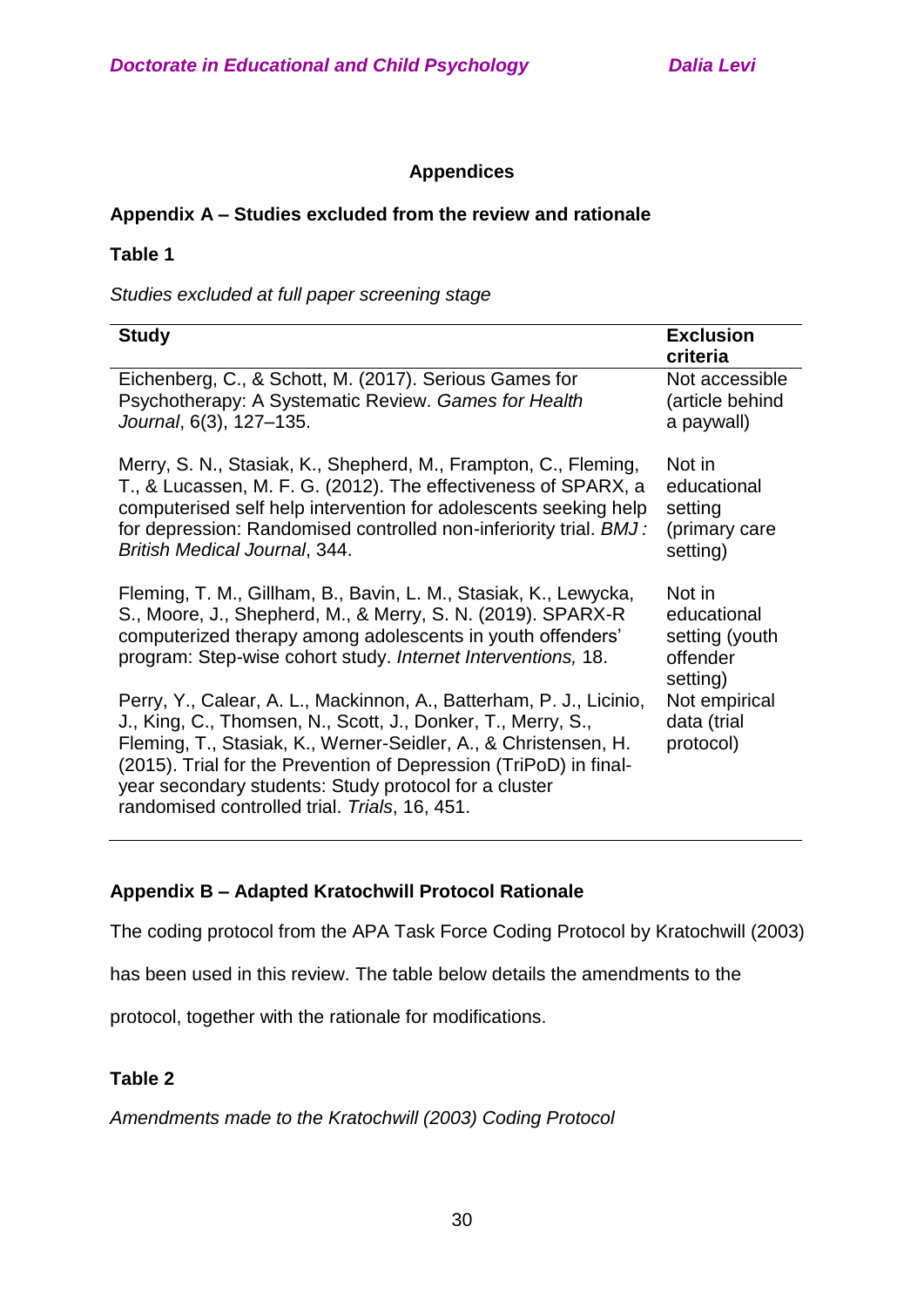## Appendices

### Appendix A – Studies excluded from the review and rationale

**Table 1**

*Studies excluded at full paper screening stage*

| Study | Exclusion criteria |
|---|---|
| Eichenberg, C., & Schott, M. (2017). Serious Games for Psychotherapy: A Systematic Review. *Games for Health Journal*, 6(3), 127–135. | Not accessible (article behind a paywall) |
| Merry, S. N., Stasiak, K., Shepherd, M., Frampton, C., Fleming, T., & Lucassen, M. F. G. (2012). The effectiveness of SPARX, a computerised self help intervention for adolescents seeking help for depression: Randomised controlled non-inferiority trial. *BMJ : British Medical Journal*, 344. | Not in educational setting (primary care setting) |
| Fleming, T. M., Gillham, B., Bavin, L. M., Stasiak, K., Lewycka, S., Moore, J., Shepherd, M., & Merry, S. N. (2019). SPARX-R computerized therapy among adolescents in youth offenders' program: Step-wise cohort study. *Internet Interventions,* 18. | Not in educational setting (youth offender setting) |
| Perry, Y., Calear, A. L., Mackinnon, A., Batterham, P. J., Licinio, J., King, C., Thomsen, N., Scott, J., Donker, T., Merry, S., Fleming, T., Stasiak, K., Werner-Seidler, A., & Christensen, H. (2015). Trial for the Prevention of Depression (TriPoD) in final-year secondary students: Study protocol for a cluster randomised controlled trial. *Trials*, 16, 451. | Not empirical data (trial protocol) |

### Appendix B – Adapted Kratochwill Protocol Rationale

The coding protocol from the APA Task Force Coding Protocol by Kratochwill (2003) has been used in this review. The table below details the amendments to the protocol, together with the rationale for modifications.

**Table 2**

*Amendments made to the Kratochwill (2003) Coding Protocol*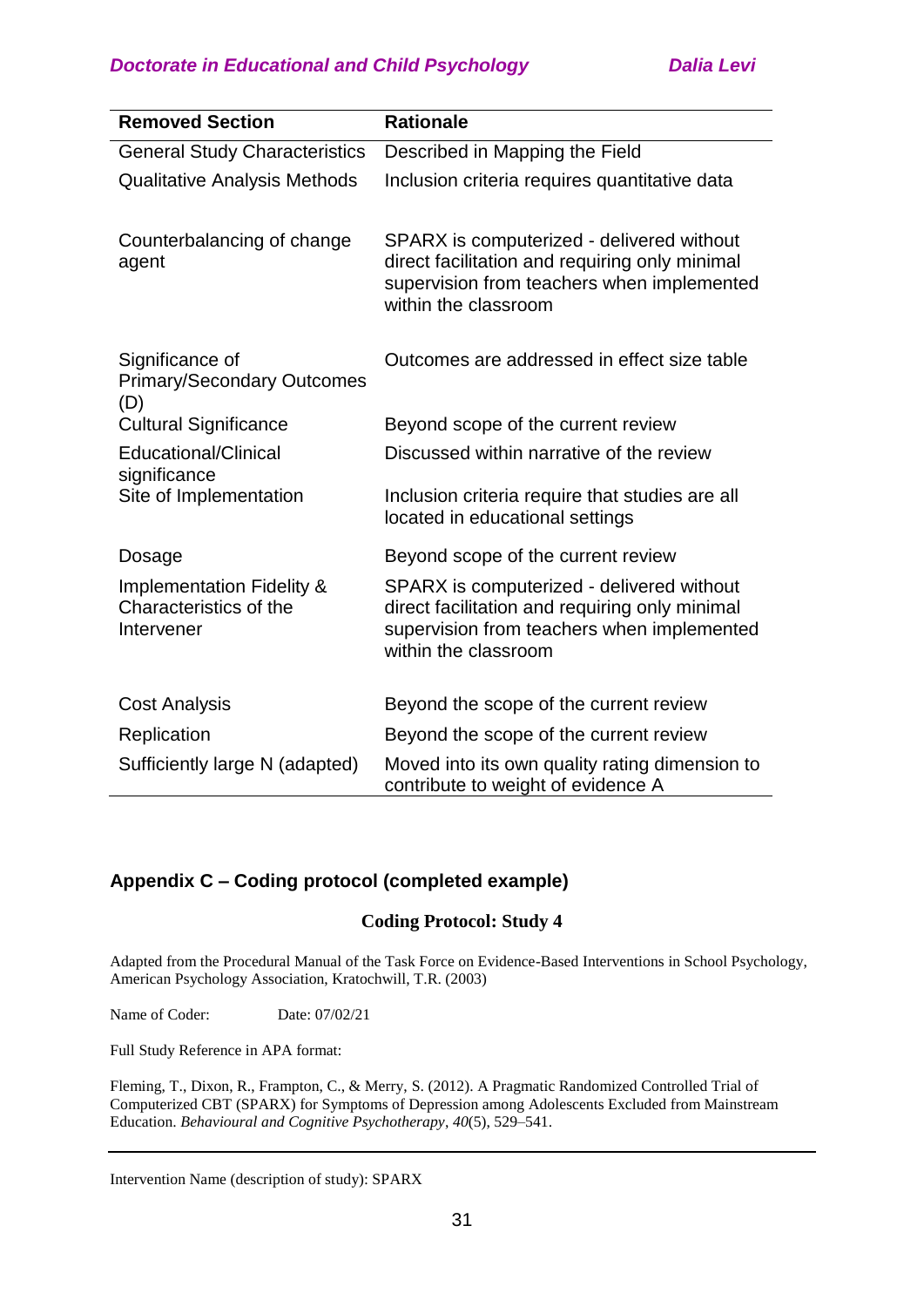| Removed Section | Rationale |
|---|---|
| General Study Characteristics | Described in Mapping the Field |
| Qualitative Analysis Methods | Inclusion criteria requires quantitative data |
| Counterbalancing of change agent | SPARX is computerized - delivered without direct facilitation and requiring only minimal supervision from teachers when implemented within the classroom |
| Significance of Primary/Secondary Outcomes (D) | Outcomes are addressed in effect size table |
| Cultural Significance | Beyond scope of the current review |
| Educational/Clinical significance | Discussed within narrative of the review |
| Site of Implementation | Inclusion criteria require that studies are all located in educational settings |
| Dosage | Beyond scope of the current review |
| Implementation Fidelity & Characteristics of the Intervener | SPARX is computerized - delivered without direct facilitation and requiring only minimal supervision from teachers when implemented within the classroom |
| Cost Analysis | Beyond the scope of the current review |
| Replication | Beyond the scope of the current review |
| Sufficiently large N (adapted) | Moved into its own quality rating dimension to contribute to weight of evidence A |

## Appendix C – Coding protocol (completed example)

### Coding Protocol: Study 4

Adapted from the Procedural Manual of the Task Force on Evidence-Based Interventions in School Psychology, American Psychology Association, Kratochwill, T.R. (2003)

Name of Coder: Date: 07/02/21

Full Study Reference in APA format:

Fleming, T., Dixon, R., Frampton, C., & Merry, S. (2012). A Pragmatic Randomized Controlled Trial of Computerized CBT (SPARX) for Symptoms of Depression among Adolescents Excluded from Mainstream Education. *Behavioural and Cognitive Psychotherapy*, *40*(5), 529–541.

---

Intervention Name (description of study): SPARX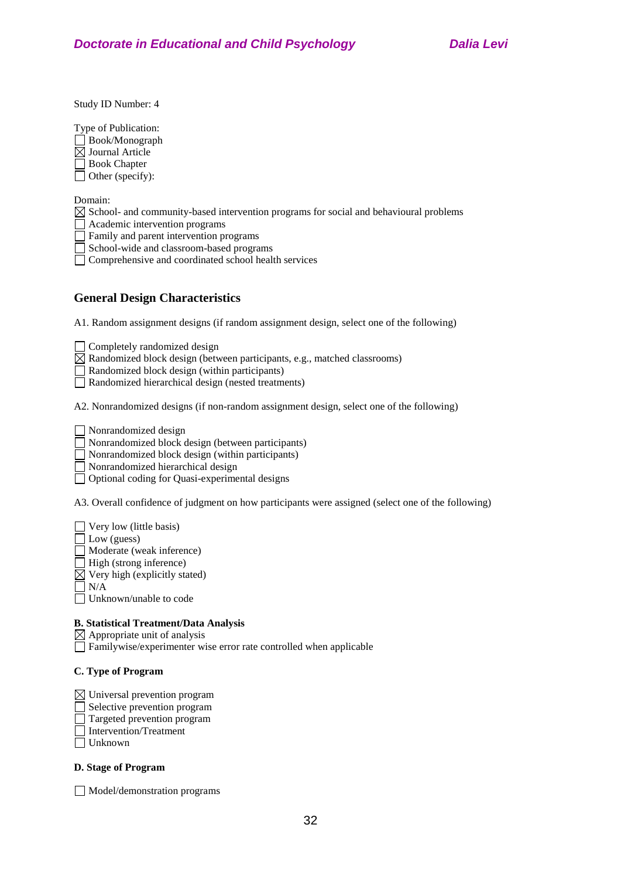Study ID Number: 4

Type of Publication:
- ☐ Book/Monograph
- ☒ Journal Article
- ☐ Book Chapter
- ☐ Other (specify):

Domain:
- ☒ School- and community-based intervention programs for social and behavioural problems
- ☐ Academic intervention programs
- ☐ Family and parent intervention programs
- ☐ School-wide and classroom-based programs
- ☐ Comprehensive and coordinated school health services

## General Design Characteristics

A1. Random assignment designs (if random assignment design, select one of the following)

- ☐ Completely randomized design
- ☒ Randomized block design (between participants, e.g., matched classrooms)
- ☐ Randomized block design (within participants)
- ☐ Randomized hierarchical design (nested treatments)

A2. Nonrandomized designs (if non-random assignment design, select one of the following)

- ☐ Nonrandomized design
- ☐ Nonrandomized block design (between participants)
- ☐ Nonrandomized block design (within participants)
- ☐ Nonrandomized hierarchical design
- ☐ Optional coding for Quasi-experimental designs

A3. Overall confidence of judgment on how participants were assigned (select one of the following)

- ☐ Very low (little basis)
- ☐ Low (guess)
- ☐ Moderate (weak inference)
- ☐ High (strong inference)
- ☒ Very high (explicitly stated)
- ☐ N/A
- ☐ Unknown/unable to code

**B. Statistical Treatment/Data Analysis**
- ☒ Appropriate unit of analysis
- ☐ Familywise/experimenter wise error rate controlled when applicable

**C. Type of Program**

- ☒ Universal prevention program
- ☐ Selective prevention program
- ☐ Targeted prevention program
- ☐ Intervention/Treatment
- ☐ Unknown

**D. Stage of Program**

- ☐ Model/demonstration programs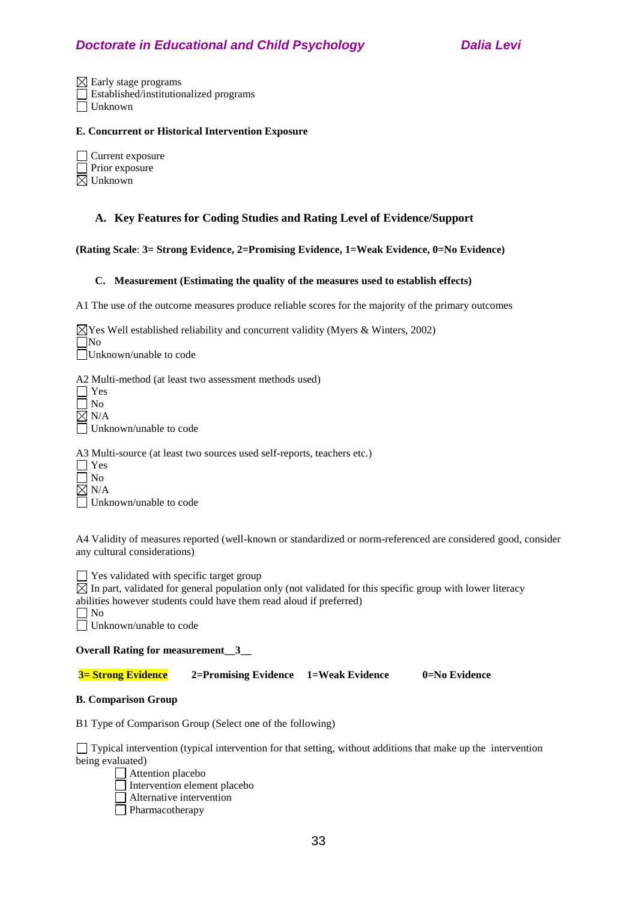☒ Early stage programs
☐ Established/institutionalized programs
☐ Unknown

**E. Concurrent or Historical Intervention Exposure**

☐ Current exposure
☐ Prior exposure
☒ Unknown

### A. Key Features for Coding Studies and Rating Level of Evidence/Support

**(Rating Scale: 3= Strong Evidence, 2=Promising Evidence, 1=Weak Evidence, 0=No Evidence)**

#### C. Measurement (Estimating the quality of the measures used to establish effects)

A1 The use of the outcome measures produce reliable scores for the majority of the primary outcomes

☒Yes Well established reliability and concurrent validity (Myers & Winters, 2002)
☐No
☐Unknown/unable to code

A2 Multi-method (at least two assessment methods used)
☐ Yes
☐ No
☒ N/A
☐ Unknown/unable to code

A3 Multi-source (at least two sources used self-reports, teachers etc.)
☐ Yes
☐ No
☒ N/A
☐ Unknown/unable to code

A4 Validity of measures reported (well-known or standardized or norm-referenced are considered good, consider any cultural considerations)

☐ Yes validated with specific target group
☒ In part, validated for general population only (not validated for this specific group with lower literacy abilities however students could have them read aloud if preferred)
☐ No
☐ Unknown/unable to code

**Overall Rating for measurement__3__**

**3= Strong Evidence** **2=Promising Evidence** **1=Weak Evidence** **0=No Evidence**

**B. Comparison Group**

B1 Type of Comparison Group (Select one of the following)

☐ Typical intervention (typical intervention for that setting, without additions that make up the intervention being evaluated)
- ☐ Attention placebo
- ☐ Intervention element placebo
- ☐ Alternative intervention
- ☐ Pharmacotherapy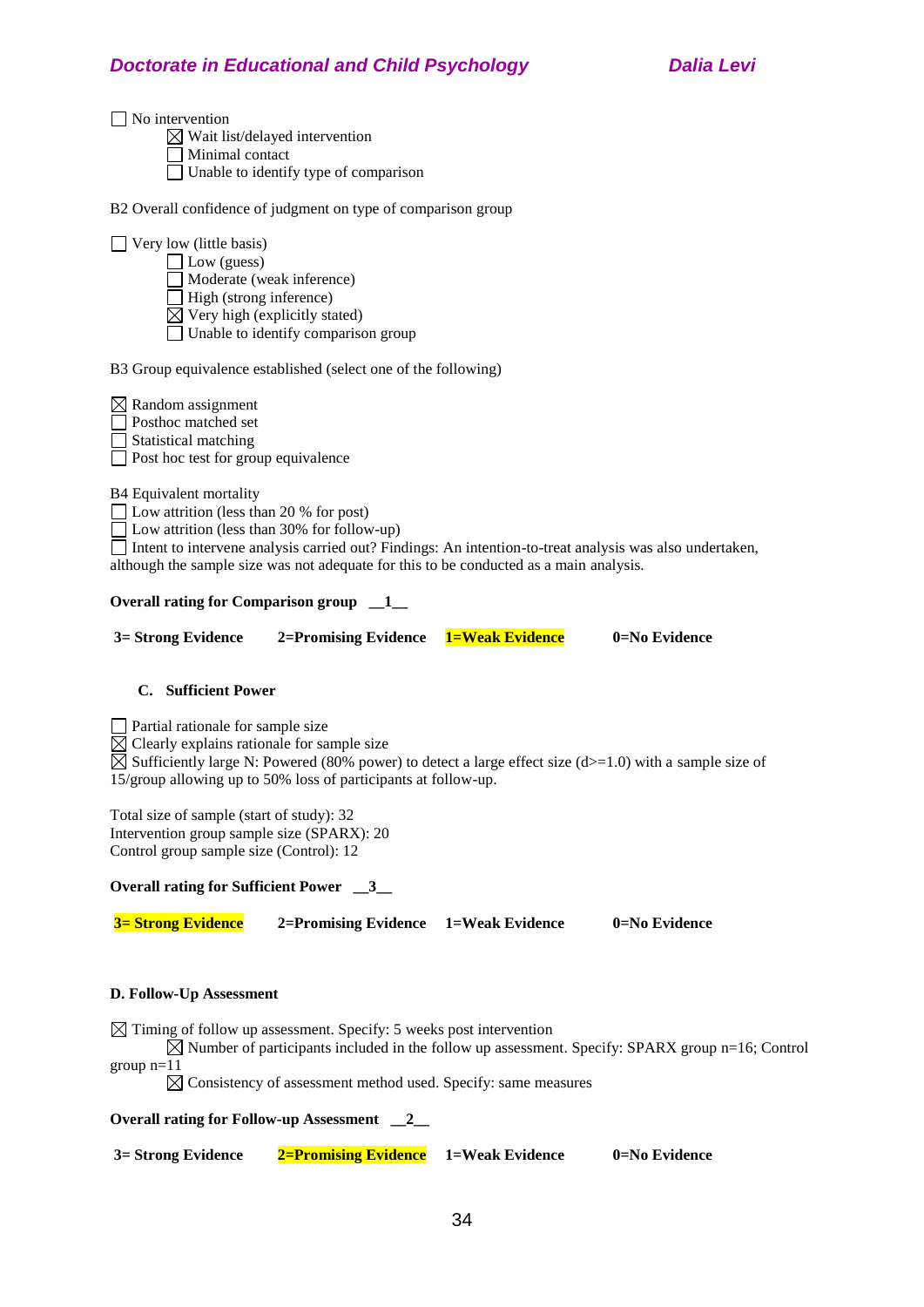☐ No intervention
  ☒ Wait list/delayed intervention
  ☐ Minimal contact
  ☐ Unable to identify type of comparison

B2 Overall confidence of judgment on type of comparison group

☐ Very low (little basis)
  ☐ Low (guess)
  ☐ Moderate (weak inference)
  ☐ High (strong inference)
  ☒ Very high (explicitly stated)
  ☐ Unable to identify comparison group

B3 Group equivalence established (select one of the following)

☒ Random assignment
☐ Posthoc matched set
☐ Statistical matching
☐ Post hoc test for group equivalence

B4 Equivalent mortality
☐ Low attrition (less than 20 % for post)
☐ Low attrition (less than 30% for follow-up)
☐ Intent to intervene analysis carried out? Findings: An intention-to-treat analysis was also undertaken, although the sample size was not adequate for this to be conducted as a main analysis.

**Overall rating for Comparison group __1__**

**3= Strong Evidence** **2=Promising Evidence** **1=Weak Evidence** **0=No Evidence**

## C. Sufficient Power

☐ Partial rationale for sample size
☒ Clearly explains rationale for sample size
☒ Sufficiently large N: Powered (80% power) to detect a large effect size (d>=1.0) with a sample size of 15/group allowing up to 50% loss of participants at follow-up.

Total size of sample (start of study): 32
Intervention group sample size (SPARX): 20
Control group sample size (Control): 12

**Overall rating for Sufficient Power __3__**

**3= Strong Evidence** **2=Promising Evidence** **1=Weak Evidence** **0=No Evidence**

## D. Follow-Up Assessment

☒ Timing of follow up assessment. Specify: 5 weeks post intervention
  ☒ Number of participants included in the follow up assessment. Specify: SPARX group n=16; Control group n=11
  ☒ Consistency of assessment method used. Specify: same measures

**Overall rating for Follow-up Assessment __2__**

**3= Strong Evidence** **2=Promising Evidence** **1=Weak Evidence** **0=No Evidence**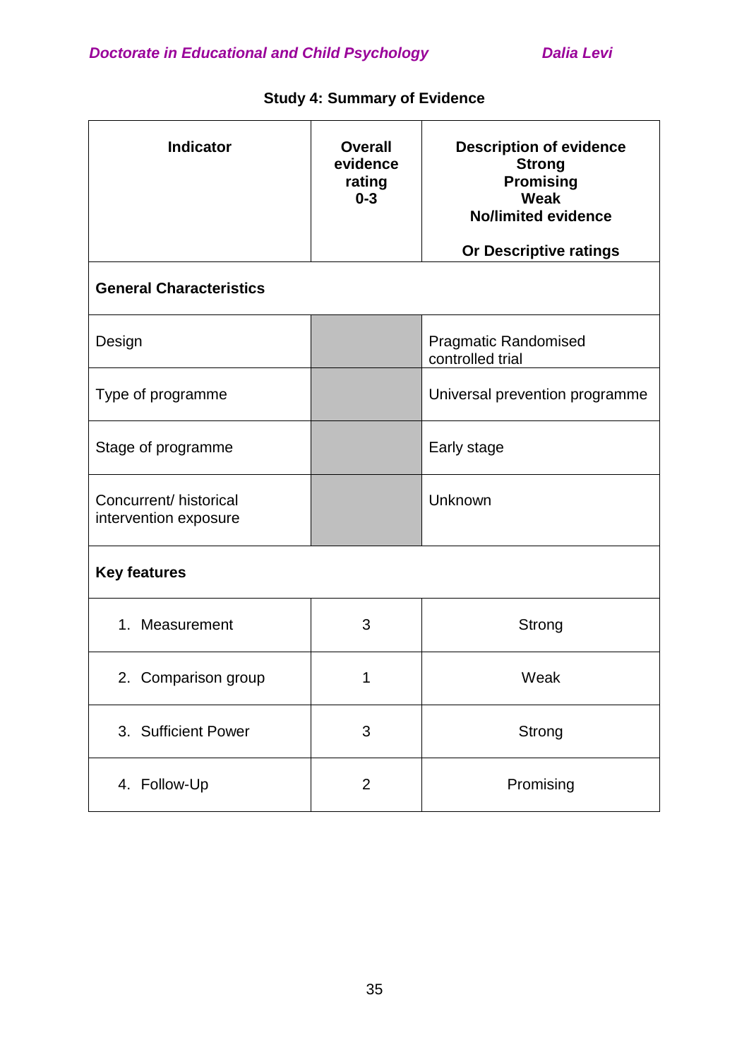**Study 4: Summary of Evidence**

| Indicator | Overall evidence rating 0-3 | Description of evidence Strong Promising Weak No/limited evidence<br><br>Or Descriptive ratings |
|---|---|---|
| **General Characteristics** | | |
| Design | | Pragmatic Randomised controlled trial |
| Type of programme | | Universal prevention programme |
| Stage of programme | | Early stage |
| Concurrent/ historical intervention exposure | | Unknown |
| **Key features** | | |
| 1. Measurement | 3 | Strong |
| 2. Comparison group | 1 | Weak |
| 3. Sufficient Power | 3 | Strong |
| 4. Follow-Up | 2 | Promising |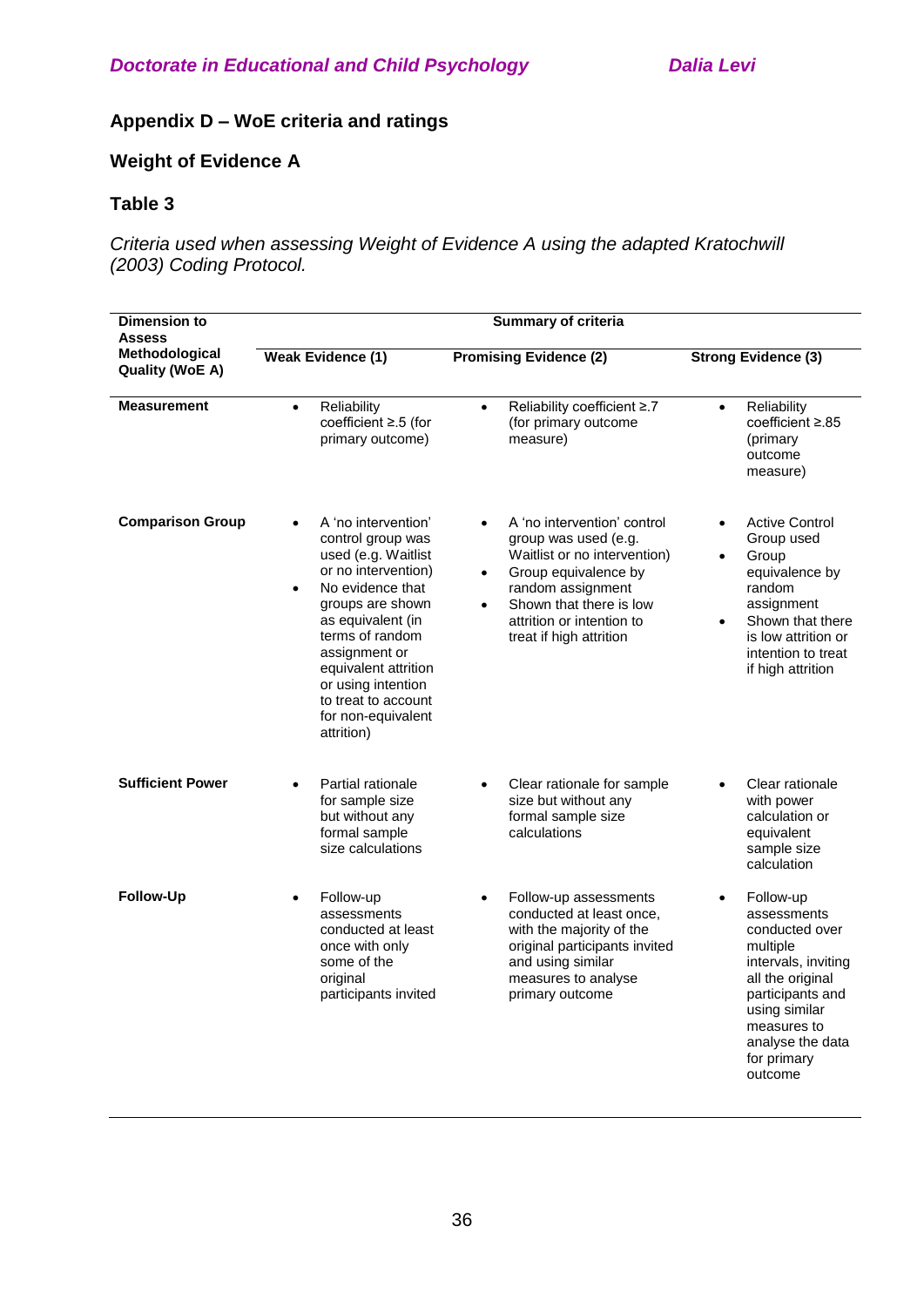## Appendix D – WoE criteria and ratings

### Weight of Evidence A

### Table 3

*Criteria used when assessing Weight of Evidence A using the adapted Kratochwill (2003) Coding Protocol.*

| Dimension to Assess Methodological Quality (WoE A) | Summary of criteria | | |
|---|---|---|---|
| | **Weak Evidence (1)** | **Promising Evidence (2)** | **Strong Evidence (3)** |
| **Measurement** | • Reliability coefficient ≥.5 (for primary outcome) | • Reliability coefficient ≥.7 (for primary outcome measure) | • Reliability coefficient ≥.85 (primary outcome measure) |
| **Comparison Group** | • A 'no intervention' control group was used (e.g. Waitlist or no intervention) <br> • No evidence that groups are shown as equivalent (in terms of random assignment or equivalent attrition or using intention to treat to account for non-equivalent attrition) | • A 'no intervention' control group was used (e.g. Waitlist or no intervention) <br> • Group equivalence by random assignment <br> • Shown that there is low attrition or intention to treat if high attrition | • Active Control Group used <br> • Group equivalence by random assignment <br> • Shown that there is low attrition or intention to treat if high attrition |
| **Sufficient Power** | • Partial rationale for sample size but without any formal sample size calculations | • Clear rationale for sample size but without any formal sample size calculations | • Clear rationale with power calculation or equivalent sample size calculation |
| **Follow-Up** | • Follow-up assessments conducted at least once with only some of the original participants invited | • Follow-up assessments conducted at least once, with the majority of the original participants invited and using similar measures to analyse primary outcome | • Follow-up assessments conducted over multiple intervals, inviting all the original participants and using similar measures to analyse the data for primary outcome |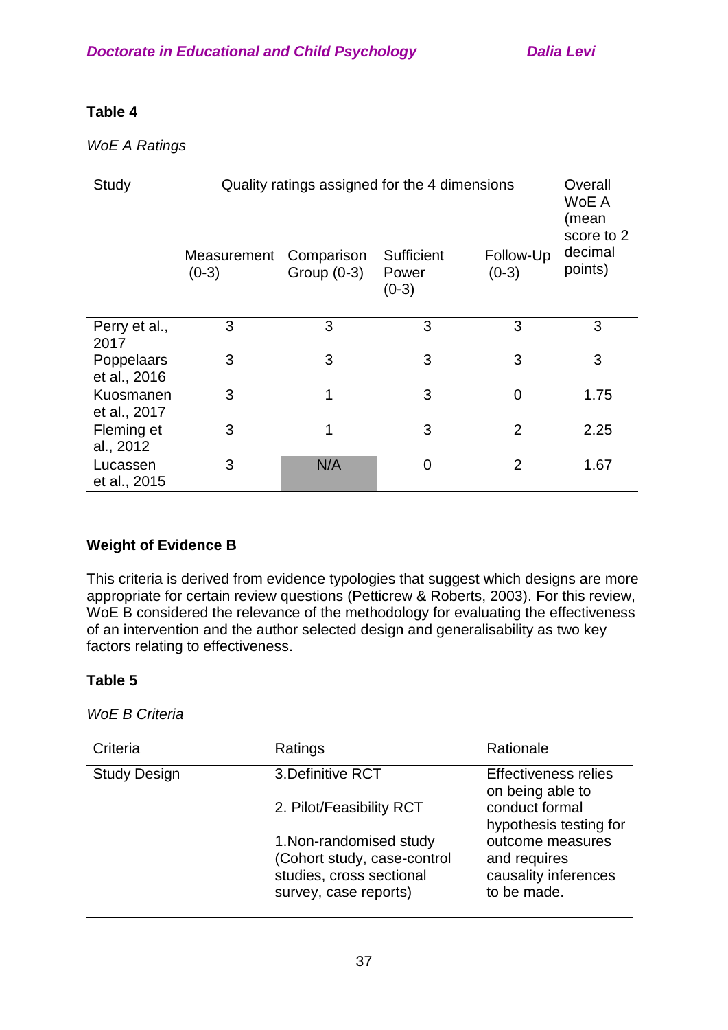**Table 4**

*WoE A Ratings*

| Study | Quality ratings assigned for the 4 dimensions | | | | Overall WoE A (mean score to 2 decimal points) |
|---|---|---|---|---|---|
| | Measurement (0-3) | Comparison Group (0-3) | Sufficient Power (0-3) | Follow-Up (0-3) | |
| Perry et al., 2017 | 3 | 3 | 3 | 3 | 3 |
| Poppelaars et al., 2016 | 3 | 3 | 3 | 3 | 3 |
| Kuosmanen et al., 2017 | 3 | 1 | 3 | 0 | 1.75 |
| Fleming et al., 2012 | 3 | 1 | 3 | 2 | 2.25 |
| Lucassen et al., 2015 | 3 | N/A | 0 | 2 | 1.67 |

**Weight of Evidence B**

This criteria is derived from evidence typologies that suggest which designs are more appropriate for certain review questions (Petticrew & Roberts, 2003). For this review, WoE B considered the relevance of the methodology for evaluating the effectiveness of an intervention and the author selected design and generalisability as two key factors relating to effectiveness.

**Table 5**

*WoE B Criteria*

| Criteria | Ratings | Rationale |
|---|---|---|
| Study Design | 3.Definitive RCT<br><br>2. Pilot/Feasibility RCT<br><br>1.Non-randomised study (Cohort study, case-control studies, cross sectional survey, case reports) | Effectiveness relies on being able to conduct formal hypothesis testing for outcome measures and requires causality inferences to be made. |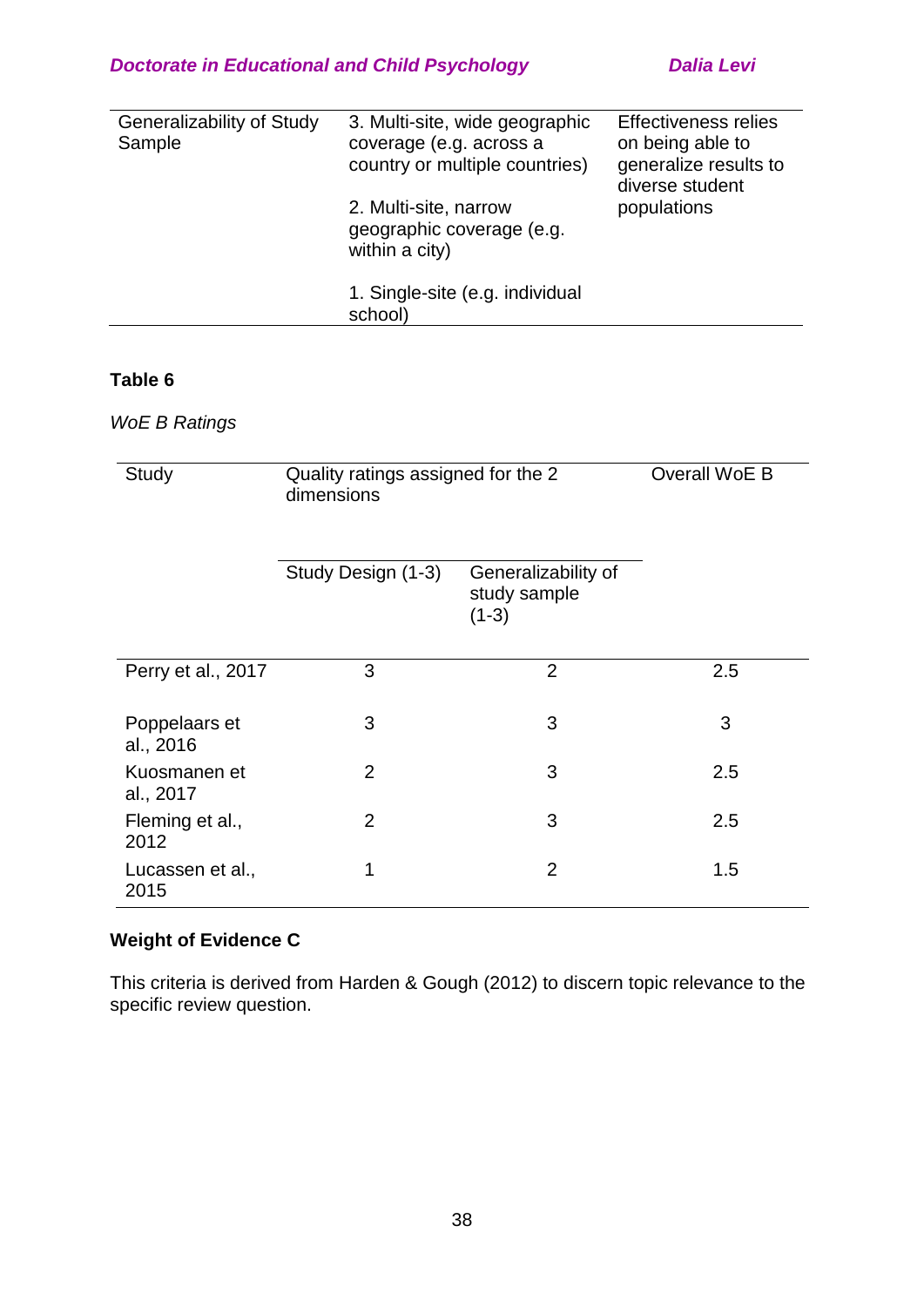| | | |
|---|---|---|
| Generalizability of Study Sample | 3. Multi-site, wide geographic coverage (e.g. across a country or multiple countries)<br><br>2. Multi-site, narrow geographic coverage (e.g. within a city)<br><br>1. Single-site (e.g. individual school) | Effectiveness relies on being able to generalize results to diverse student populations |

**Table 6**

*WoE B Ratings*

| Study | Quality ratings assigned for the 2 dimensions | | Overall WoE B |
|---|---|---|---|
| | Study Design (1-3) | Generalizability of study sample (1-3) | |
| Perry et al., 2017 | 3 | 2 | 2.5 |
| Poppelaars et al., 2016 | 3 | 3 | 3 |
| Kuosmanen et al., 2017 | 2 | 3 | 2.5 |
| Fleming et al., 2012 | 2 | 3 | 2.5 |
| Lucassen et al., 2015 | 1 | 2 | 1.5 |

**Weight of Evidence C**

This criteria is derived from Harden & Gough (2012) to discern topic relevance to the specific review question.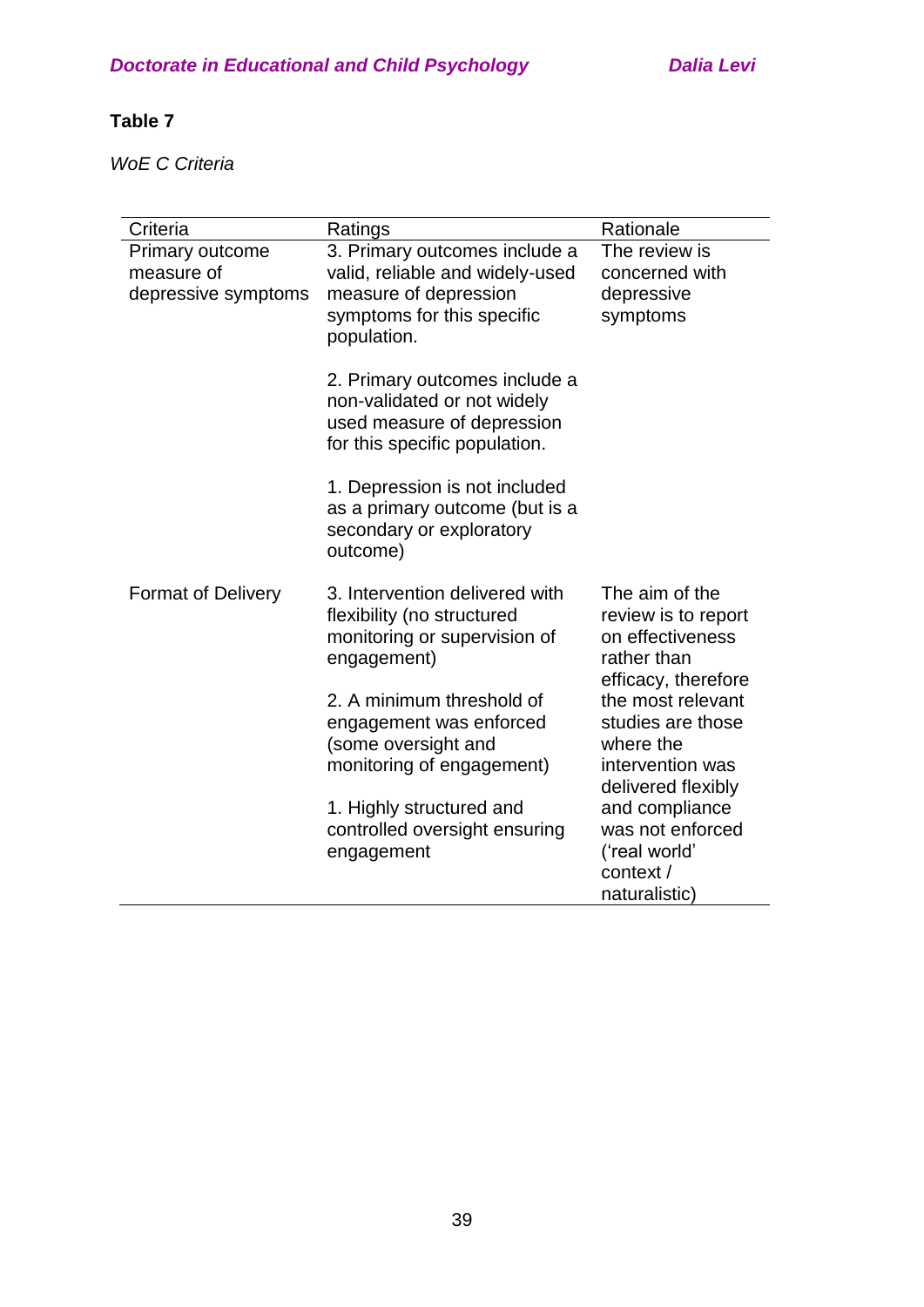**Table 7**

*WoE C Criteria*

| Criteria | Ratings | Rationale |
|---|---|---|
| Primary outcome measure of depressive symptoms | 3. Primary outcomes include a valid, reliable and widely-used measure of depression symptoms for this specific population.<br><br>2. Primary outcomes include a non-validated or not widely used measure of depression for this specific population.<br><br>1. Depression is not included as a primary outcome (but is a secondary or exploratory outcome) | The review is concerned with depressive symptoms |
| Format of Delivery | 3. Intervention delivered with flexibility (no structured monitoring or supervision of engagement)<br><br>2. A minimum threshold of engagement was enforced (some oversight and monitoring of engagement)<br><br>1. Highly structured and controlled oversight ensuring engagement | The aim of the review is to report on effectiveness rather than efficacy, therefore the most relevant studies are those where the intervention was delivered flexibly and compliance was not enforced ('real world' context / naturalistic) |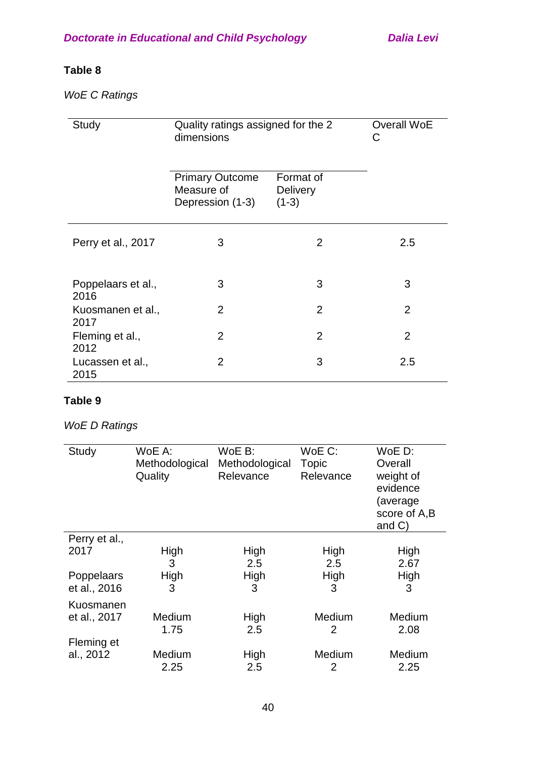**Table 8**

*WoE C Ratings*

| Study | Quality ratings assigned for the 2 dimensions | | Overall WoE C |
|---|---|---|---|
| | Primary Outcome Measure of Depression (1-3) | Format of Delivery (1-3) | |
| Perry et al., 2017 | 3 | 2 | 2.5 |
| Poppelaars et al., 2016 | 3 | 3 | 3 |
| Kuosmanen et al., 2017 | 2 | 2 | 2 |
| Fleming et al., 2012 | 2 | 2 | 2 |
| Lucassen et al., 2015 | 2 | 3 | 2.5 |

**Table 9**

*WoE D Ratings*

| Study | WoE A: Methodological Quality | WoE B: Methodological Relevance | WoE C: Topic Relevance | WoE D: Overall weight of evidence (average score of A,B and C) |
|---|---|---|---|---|
| Perry et al., 2017 | High 3 | High 2.5 | High 2.5 | High 2.67 |
| Poppelaars et al., 2016 | High 3 | High 3 | High 3 | High 3 |
| Kuosmanen et al., 2017 | Medium 1.75 | High 2.5 | Medium 2 | Medium 2.08 |
| Fleming et al., 2012 | Medium 2.25 | High 2.5 | Medium 2 | Medium 2.25 |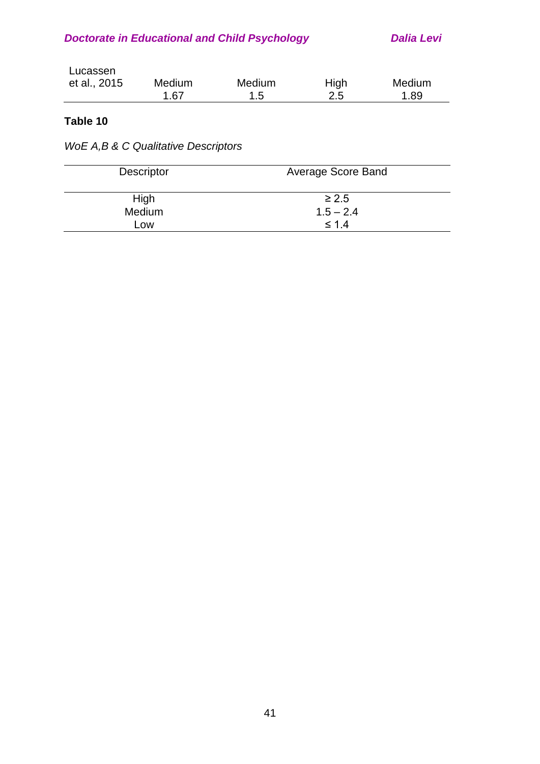| | | | | |
|---|---|---|---|---|
| Lucassen et al., 2015 | Medium 1.67 | Medium 1.5 | High 2.5 | Medium 1.89 |

**Table 10**

*WoE A,B & C Qualitative Descriptors*

| Descriptor | Average Score Band |
|---|---|
| High | ≥ 2.5 |
| Medium | 1.5 – 2.4 |
| Low | ≤ 1.4 |